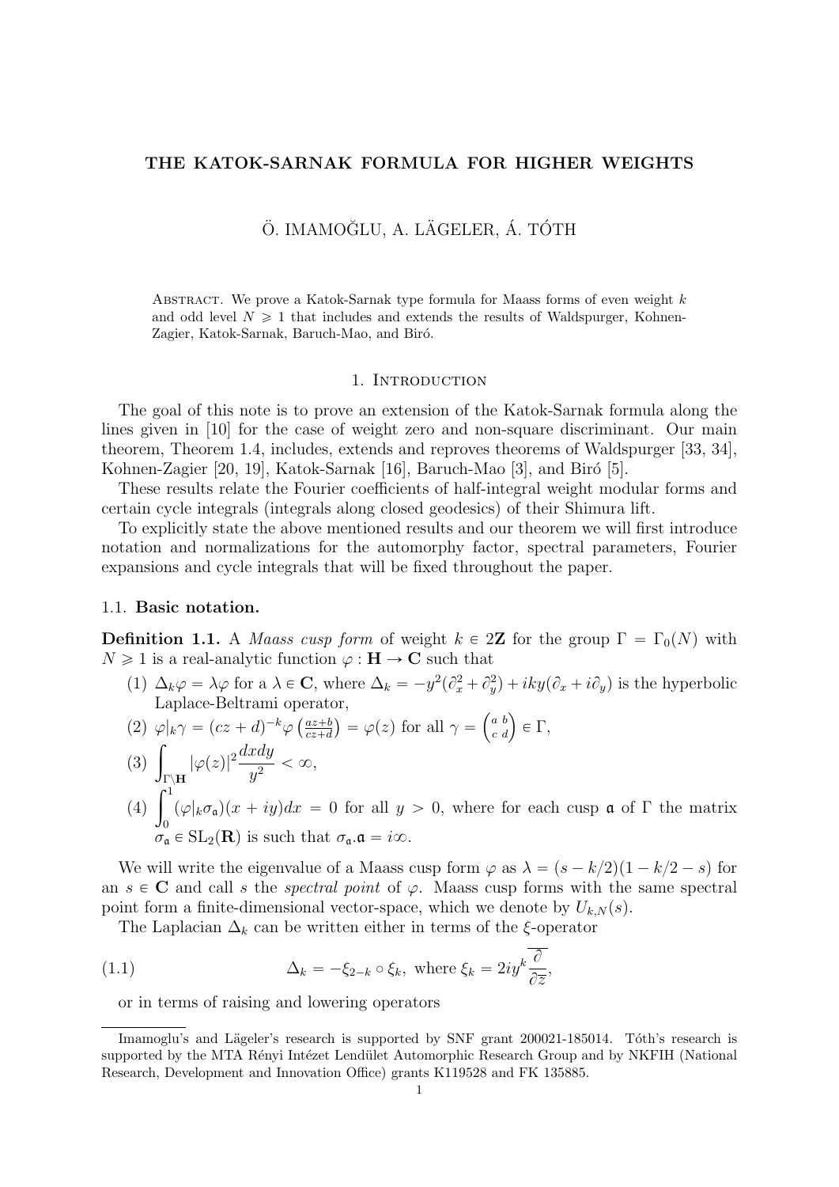# THE KATOK-SARNAK FORMULA FOR HIGHER WEIGHTS

Ö. IMAMOĞLU, A. LÄGELER, Á. TÓTH

Abstract. We prove a Katok-Sarnak type formula for Maass forms of even weight $k$ and odd level $N \geqslant 1$ that includes and extends the results of Waldspurger, Kohnen-Zagier, Katok-Sarnak, Baruch-Mao, and Biró.

## 1. Introduction

The goal of this note is to prove an extension of the Katok-Sarnak formula along the lines given in [10] for the case of weight zero and non-square discriminant. Our main theorem, Theorem 1.4, includes, extends and reproves theorems of Waldspurger [33, 34], Kohnen-Zagier [20, 19], Katok-Sarnak [16], Baruch-Mao [3], and Biró [5].

These results relate the Fourier coefficients of half-integral weight modular forms and certain cycle integrals (integrals along closed geodesics) of their Shimura lift.

To explicitly state the above mentioned results and our theorem we will first introduce notation and normalizations for the automorphy factor, spectral parameters, Fourier expansions and cycle integrals that will be fixed throughout the paper.

### 1.1. Basic notation.

**Definition 1.1.** A *Maass cusp form* of weight $k \in 2\mathbf{Z}$ for the group $\Gamma = \Gamma_0(N)$ with $N \geqslant 1$ is a real-analytic function $\varphi : \mathbf{H} \to \mathbf{C}$ such that

(1) $\Delta_k \varphi = \lambda\varphi$ for a $\lambda \in \mathbf{C}$, where $\Delta_k = -y^2(\partial_x^2 + \partial_y^2) + iky(\partial_x + i\partial_y)$ is the hyperbolic Laplace-Beltrami operator,

(2) $\varphi|_k\gamma = (cz+d)^{-k}\varphi\left(\frac{az+b}{cz+d}\right) = \varphi(z)$ for all $\gamma = \left(\begin{smallmatrix} a & b \\ c & d \end{smallmatrix}\right) \in \Gamma$,

(3) $\displaystyle\int_{\Gamma\backslash\mathbf{H}} |\varphi(z)|^2 \frac{dxdy}{y^2} < \infty$,

(4) $\displaystyle\int_0^1 (\varphi|_k\sigma_{\mathfrak{a}})(x+iy)dx = 0$ for all $y > 0$, where for each cusp $\mathfrak{a}$ of $\Gamma$ the matrix $\sigma_{\mathfrak{a}} \in \mathrm{SL}_2(\mathbf{R})$ is such that $\sigma_{\mathfrak{a}}.\mathfrak{a} = i\infty$.

We will write the eigenvalue of a Maass cusp form $\varphi$ as $\lambda = (s - k/2)(1 - k/2 - s)$ for an $s \in \mathbf{C}$ and call $s$ the *spectral point* of $\varphi$. Maass cusp forms with the same spectral point form a finite-dimensional vector-space, which we denote by $U_{k,N}(s)$.

The Laplacian $\Delta_k$ can be written either in terms of the $\xi$-operator

$$\Delta_k = -\xi_{2-k} \circ \xi_k, \text{ where } \xi_k = 2iy^k \overline{\frac{\partial}{\partial \overline{z}}}, \tag{1.1}$$

or in terms of raising and lowering operators

Imamoglu's and Lägeler's research is supported by SNF grant 200021-185014. Tóth's research is supported by the MTA Rényi Intézet Lendület Automorphic Research Group and by NKFIH (National Research, Development and Innovation Office) grants K119528 and FK 135885.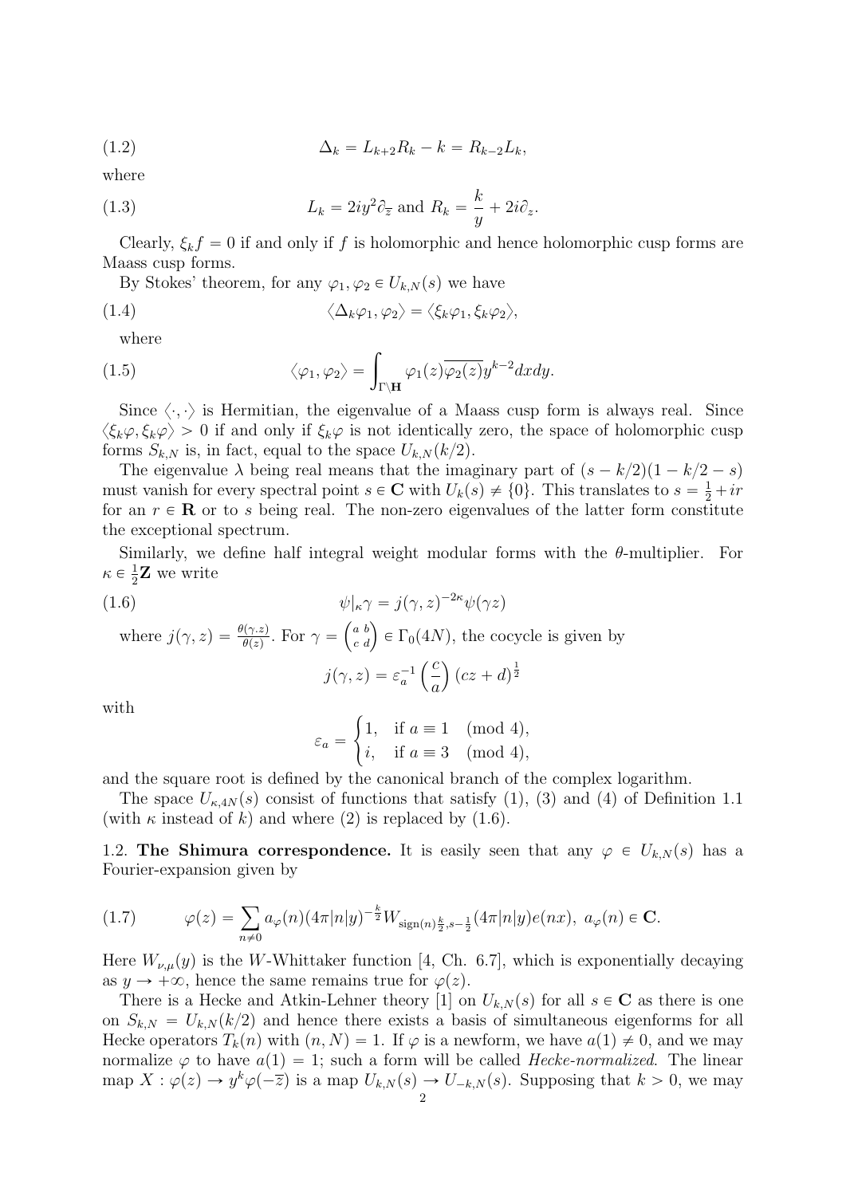$$\Delta_k = L_{k+2}R_k - k = R_{k-2}L_k, \tag{1.2}$$

where

$$L_k = 2iy^2\partial_{\overline{z}} \text{ and } R_k = \frac{k}{y} + 2i\partial_z. \tag{1.3}$$

Clearly, $\xi_k f = 0$ if and only if $f$ is holomorphic and hence holomorphic cusp forms are Maass cusp forms.

By Stokes' theorem, for any $\varphi_1, \varphi_2 \in U_{k,N}(s)$ we have

$$\langle \Delta_k \varphi_1, \varphi_2 \rangle = \langle \xi_k \varphi_1, \xi_k \varphi_2 \rangle, \tag{1.4}$$

where

$$\langle \varphi_1, \varphi_2 \rangle = \int_{\Gamma\backslash\mathbf{H}} \varphi_1(z)\overline{\varphi_2(z)} y^{k-2} dxdy. \tag{1.5}$$

Since $\langle \cdot, \cdot \rangle$ is Hermitian, the eigenvalue of a Maass cusp form is always real. Since $\langle \xi_k\varphi, \xi_k\varphi \rangle > 0$ if and only if $\xi_k\varphi$ is not identically zero, the space of holomorphic cusp forms $S_{k,N}$ is, in fact, equal to the space $U_{k,N}(k/2)$.

The eigenvalue $\lambda$ being real means that the imaginary part of $(s - k/2)(1 - k/2 - s)$ must vanish for every spectral point $s \in \mathbf{C}$ with $U_k(s) \neq \{0\}$. This translates to $s = \frac{1}{2} + ir$ for an $r \in \mathbf{R}$ or to $s$ being real. The non-zero eigenvalues of the latter form constitute the exceptional spectrum.

Similarly, we define half integral weight modular forms with the $\theta$-multiplier. For $\kappa \in \frac{1}{2}\mathbf{Z}$ we write

$$\psi|_\kappa \gamma = j(\gamma, z)^{-2\kappa} \psi(\gamma z) \tag{1.6}$$

where $j(\gamma, z) = \frac{\theta(\gamma.z)}{\theta(z)}$. For $\gamma = \begin{pmatrix} a & b \\ c & d \end{pmatrix} \in \Gamma_0(4N)$, the cocycle is given by

$$j(\gamma, z) = \varepsilon_a^{-1} \left(\frac{c}{a}\right) (cz + d)^{\frac{1}{2}}$$

with

$$\varepsilon_a = \begin{cases} 1, & \text{if } a \equiv 1 \pmod 4, \\ i, & \text{if } a \equiv 3 \pmod 4, \end{cases}$$

and the square root is defined by the canonical branch of the complex logarithm.

The space $U_{\kappa,4N}(s)$ consist of functions that satisfy (1), (3) and (4) of Definition 1.1 (with $\kappa$ instead of $k$) and where (2) is replaced by (1.6).

## 1.2. The Shimura correspondence.

It is easily seen that any $\varphi \in U_{k,N}(s)$ has a Fourier-expansion given by

$$\varphi(z) = \sum_{n \neq 0} a_\varphi(n)(4\pi|n|y)^{-\frac{k}{2}} W_{\text{sign}(n)\frac{k}{2}, s-\frac{1}{2}}(4\pi|n|y)e(nx), \; a_\varphi(n) \in \mathbf{C}. \tag{1.7}$$

Here $W_{\nu,\mu}(y)$ is the $W$-Whittaker function [4, Ch. 6.7], which is exponentially decaying as $y \to +\infty$, hence the same remains true for $\varphi(z)$.

There is a Hecke and Atkin-Lehner theory [1] on $U_{k,N}(s)$ for all $s \in \mathbf{C}$ as there is one on $S_{k,N} = U_{k,N}(k/2)$ and hence there exists a basis of simultaneous eigenforms for all Hecke operators $T_k(n)$ with $(n, N) = 1$. If $\varphi$ is a newform, we have $a(1) \neq 0$, and we may normalize $\varphi$ to have $a(1) = 1$; such a form will be called *Hecke-normalized*. The linear map $X : \varphi(z) \to y^k\varphi(-\overline{z})$ is a map $U_{k,N}(s) \to U_{-k,N}(s)$. Supposing that $k > 0$, we may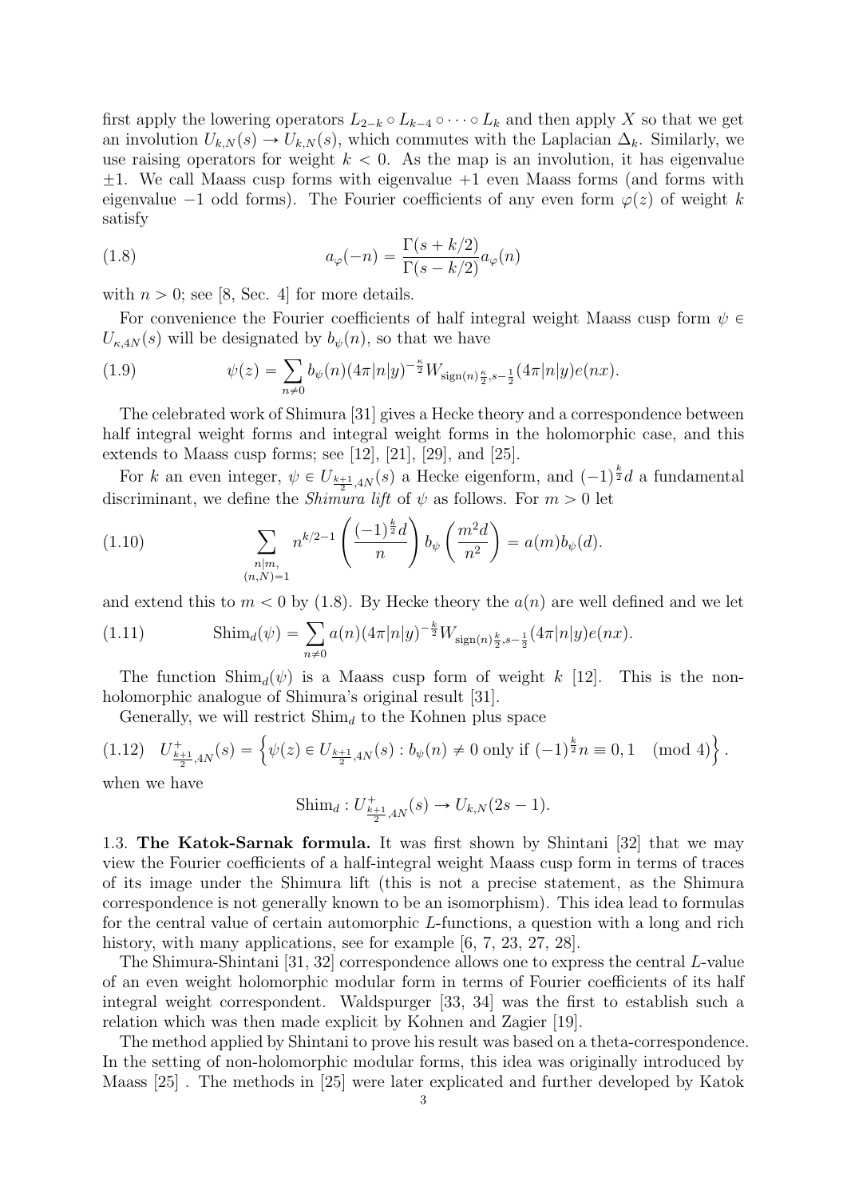first apply the lowering operators $L_{2-k} \circ L_{k-4} \circ \cdots \circ L_k$ and then apply $X$ so that we get an involution $U_{k,N}(s) \to U_{k,N}(s)$, which commutes with the Laplacian $\Delta_k$. Similarly, we use raising operators for weight $k < 0$. As the map is an involution, it has eigenvalue $\pm 1$. We call Maass cusp forms with eigenvalue $+1$ even Maass forms (and forms with eigenvalue $-1$ odd forms). The Fourier coefficients of any even form $\varphi(z)$ of weight $k$ satisfy

$$a_\varphi(-n) = \frac{\Gamma(s+k/2)}{\Gamma(s-k/2)} a_\varphi(n) \tag{1.8}$$

with $n > 0$; see [8, Sec. 4] for more details.

For convenience the Fourier coefficients of half integral weight Maass cusp form $\psi \in U_{\kappa,4N}(s)$ will be designated by $b_\psi(n)$, so that we have

$$\psi(z) = \sum_{n \neq 0} b_\psi(n)(4\pi|n|y)^{-\frac{\kappa}{2}} W_{\mathrm{sign}(n)\frac{\kappa}{2}, s-\frac{1}{2}}(4\pi|n|y)e(nx). \tag{1.9}$$

The celebrated work of Shimura [31] gives a Hecke theory and a correspondence between half integral weight forms and integral weight forms in the holomorphic case, and this extends to Maass cusp forms; see [12], [21], [29], and [25].

For $k$ an even integer, $\psi \in U_{\frac{k+1}{2},4N}(s)$ a Hecke eigenform, and $(-1)^{\frac{k}{2}}d$ a fundamental discriminant, we define the *Shimura lift* of $\psi$ as follows. For $m > 0$ let

$$\sum_{\substack{n|m, \\ (n,N)=1}} n^{k/2-1} \left( \frac{(-1)^{\frac{k}{2}} d}{n} \right) b_\psi \left( \frac{m^2 d}{n^2} \right) = a(m) b_\psi(d). \tag{1.10}$$

and extend this to $m < 0$ by (1.8). By Hecke theory the $a(n)$ are well defined and we let

$$\mathrm{Shim}_d(\psi) = \sum_{n \neq 0} a(n)(4\pi|n|y)^{-\frac{k}{2}} W_{\mathrm{sign}(n)\frac{k}{2}, s-\frac{1}{2}}(4\pi|n|y)e(nx). \tag{1.11}$$

The function $\mathrm{Shim}_d(\psi)$ is a Maass cusp form of weight $k$ [12]. This is the non-holomorphic analogue of Shimura's original result [31].

Generally, we will restrict $\mathrm{Shim}_d$ to the Kohnen plus space

$$U^+_{\frac{k+1}{2},4N}(s) = \left\{ \psi(z) \in U_{\frac{k+1}{2},4N}(s) : b_\psi(n) \neq 0 \text{ only if } (-1)^{\frac{k}{2}} n \equiv 0, 1 \pmod 4 \right\}. \tag{1.12}$$

when we have

$$\mathrm{Shim}_d : U^+_{\frac{k+1}{2},4N}(s) \to U_{k,N}(2s-1).$$

### 1.3. The Katok-Sarnak formula.

It was first shown by Shintani [32] that we may view the Fourier coefficients of a half-integral weight Maass cusp form in terms of traces of its image under the Shimura lift (this is not a precise statement, as the Shimura correspondence is not generally known to be an isomorphism). This idea lead to formulas for the central value of certain automorphic $L$-functions, a question with a long and rich history, with many applications, see for example [6, 7, 23, 27, 28].

The Shimura-Shintani [31, 32] correspondence allows one to express the central $L$-value of an even weight holomorphic modular form in terms of Fourier coefficients of its half integral weight correspondent. Waldspurger [33, 34] was the first to establish such a relation which was then made explicit by Kohnen and Zagier [19].

The method applied by Shintani to prove his result was based on a theta-correspondence. In the setting of non-holomorphic modular forms, this idea was originally introduced by Maass [25] . The methods in [25] were later explicated and further developed by Katok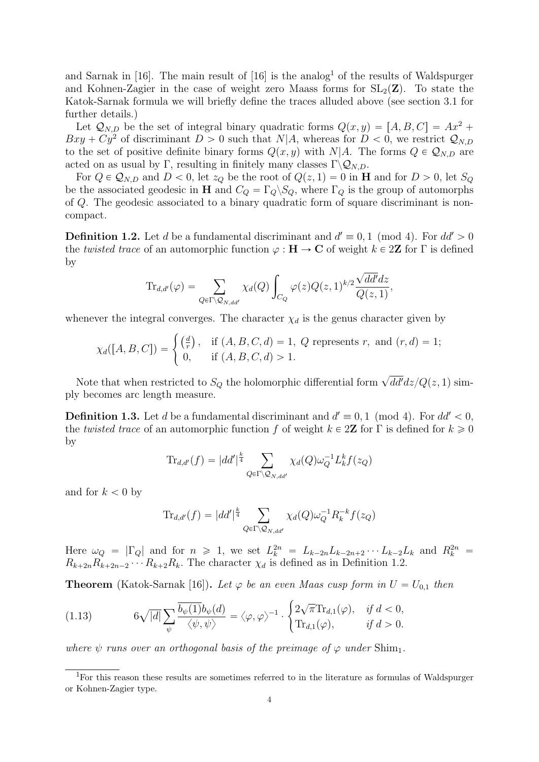and Sarnak in [16]. The main result of [16] is the analog[1] of the results of Waldspurger and Kohnen-Zagier in the case of weight zero Maass forms for $\mathrm{SL}_2(\mathbf{Z})$. To state the Katok-Sarnak formula we will briefly define the traces alluded above (see section 3.1 for further details.)

Let $\mathcal{Q}_{N,D}$ be the set of integral binary quadratic forms $Q(x,y) = [A,B,C] = Ax^2 + Bxy + Cy^2$ of discriminant $D > 0$ such that $N|A$, whereas for $D < 0$, we restrict $\mathcal{Q}_{N,D}$ to the set of positive definite binary forms $Q(x,y)$ with $N|A$. The forms $Q \in \mathcal{Q}_{N,D}$ are acted on as usual by $\Gamma$, resulting in finitely many classes $\Gamma\backslash\mathcal{Q}_{N,D}$.

For $Q \in \mathcal{Q}_{N,D}$ and $D < 0$, let $z_Q$ be the root of $Q(z,1) = 0$ in $\mathbf{H}$ and for $D > 0$, let $S_Q$ be the associated geodesic in $\mathbf{H}$ and $C_Q = \Gamma_Q\backslash S_Q$, where $\Gamma_Q$ is the group of automorphs of $Q$. The geodesic associated to a binary quadratic form of square discriminant is non-compact.

**Definition 1.2.** Let $d$ be a fundamental discriminant and $d' \equiv 0, 1 \pmod 4$. For $dd' > 0$ the *twisted trace* of an automorphic function $\varphi : \mathbf{H} \to \mathbf{C}$ of weight $k \in 2\mathbf{Z}$ for $\Gamma$ is defined by

$$\mathrm{Tr}_{d,d'}(\varphi) = \sum_{Q \in \Gamma\backslash\mathcal{Q}_{N,dd'}} \chi_d(Q) \int_{C_Q} \varphi(z) Q(z,1)^{k/2} \frac{\sqrt{dd'}dz}{Q(z,1)},$$

whenever the integral converges. The character $\chi_d$ is the genus character given by

$$\chi_d([A,B,C]) = \begin{cases} \left(\frac{d}{r}\right), & \text{if } (A,B,C,d) = 1,\ Q \text{ represents } r, \text{ and } (r,d) = 1; \\ 0, & \text{if } (A,B,C,d) > 1. \end{cases}$$

Note that when restricted to $S_Q$ the holomorphic differential form $\sqrt{dd'}dz/Q(z,1)$ simply becomes arc length measure.

**Definition 1.3.** Let $d$ be a fundamental discriminant and $d' \equiv 0, 1 \pmod 4$. For $dd' < 0$, the *twisted trace* of an automorphic function $f$ of weight $k \in 2\mathbf{Z}$ for $\Gamma$ is defined for $k \geqslant 0$ by

$$\mathrm{Tr}_{d,d'}(f) = |dd'|^{\frac{k}{4}} \sum_{Q \in \Gamma\backslash\mathcal{Q}_{N,dd'}} \chi_d(Q) \omega_Q^{-1} L_k^k f(z_Q)$$

and for $k < 0$ by

$$\mathrm{Tr}_{d,d'}(f) = |dd'|^{\frac{k}{4}} \sum_{Q \in \Gamma\backslash\mathcal{Q}_{N,dd'}} \chi_d(Q) \omega_Q^{-1} R_k^{-k} f(z_Q)$$

Here $\omega_Q = |\Gamma_Q|$ and for $n \geqslant 1$, we set $L_k^{2n} = L_{k-2n}L_{k-2n+2}\cdots L_{k-2}L_k$ and $R_k^{2n} = R_{k+2n}R_{k+2n-2}\cdots R_{k+2}R_k$. The character $\chi_d$ is defined as in Definition 1.2.

**Theorem** (Katok-Sarnak [16])**.** *Let $\varphi$ be an even Maas cusp form in $U = U_{0,1}$ then*

$$6\sqrt{|d|} \sum_{\psi} \frac{\overline{b_\psi(1)} b_\psi(d)}{\langle \psi, \psi \rangle} = \langle \varphi, \varphi \rangle^{-1} \cdot \begin{cases} 2\sqrt{\pi}\mathrm{Tr}_{d,1}(\varphi), & \text{if } d < 0, \\ \mathrm{Tr}_{d,1}(\varphi), & \text{if } d > 0. \end{cases} \tag{1.13}$$

*where $\psi$ runs over an orthogonal basis of the preimage of $\varphi$ under* $\mathrm{Shim}_1$.

[1] For this reason these results are sometimes referred to in the literature as formulas of Waldspurger or Kohnen-Zagier type.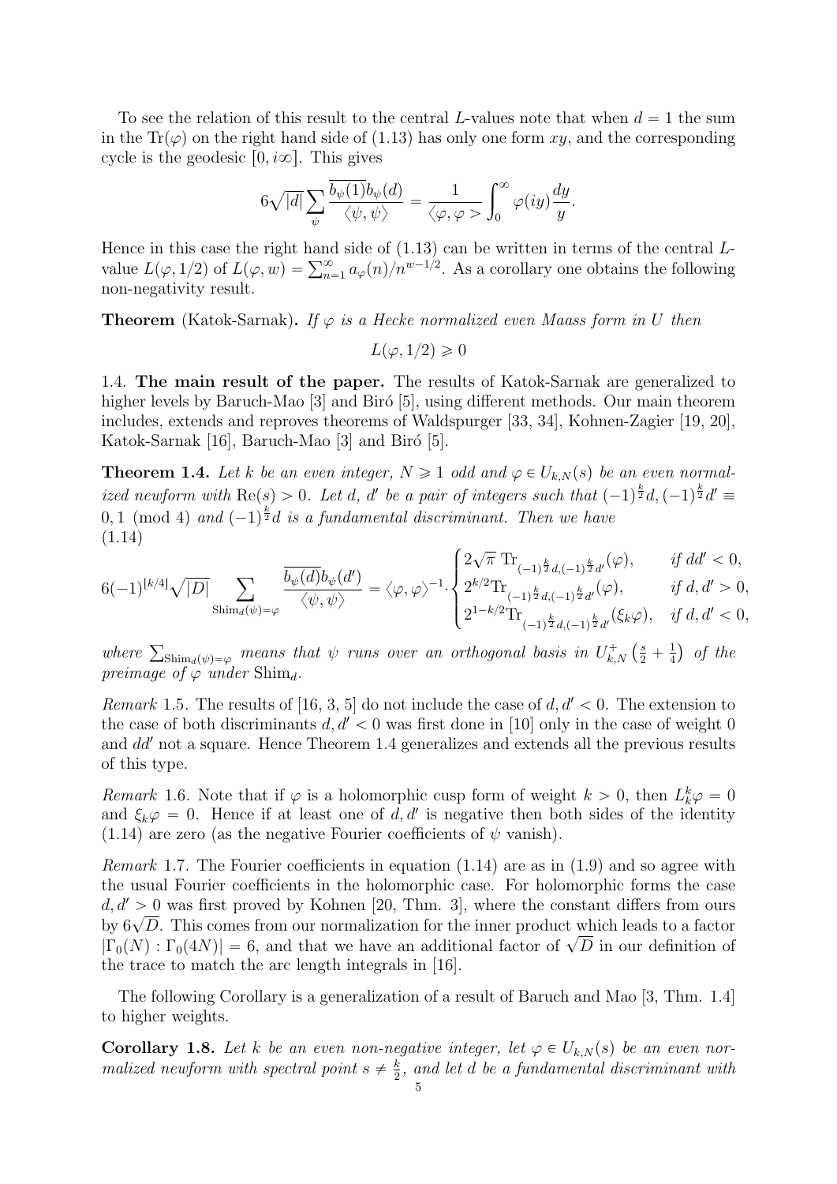To see the relation of this result to the central $L$-values note that when $d = 1$ the sum in the $\mathrm{Tr}(\varphi)$ on the right hand side of (1.13) has only one form $xy$, and the corresponding cycle is the geodesic $[0, i\infty]$. This gives

$$6\sqrt{|d|}\sum_{\psi}\frac{\overline{b_\psi(1)}b_\psi(d)}{\langle\psi,\psi\rangle} = \frac{1}{\langle\varphi,\varphi>}\int_0^\infty \varphi(iy)\frac{dy}{y}.$$

Hence in this case the right hand side of (1.13) can be written in terms of the central $L$-value $L(\varphi, 1/2)$ of $L(\varphi, w) = \sum_{n=1}^\infty a_\varphi(n)/n^{w-1/2}$. As a corollary one obtains the following non-negativity result.

**Theorem** (Katok-Sarnak). *If $\varphi$ is a Hecke normalized even Maass form in $U$ then*

$$L(\varphi, 1/2) \geqslant 0$$

1.4. **The main result of the paper.** The results of Katok-Sarnak are generalized to higher levels by Baruch-Mao [3] and Biró [5], using different methods. Our main theorem includes, extends and reproves theorems of Waldspurger [33, 34], Kohnen-Zagier [19, 20], Katok-Sarnak [16], Baruch-Mao [3] and Biró [5].

**Theorem 1.4.** *Let $k$ be an even integer, $N \geqslant 1$ odd and $\varphi \in U_{k,N}(s)$ be an even normalized newform with $\mathrm{Re}(s) > 0$. Let $d$, $d'$ be a pair of integers such that $(-1)^{\frac{k}{2}}d, (-1)^{\frac{k}{2}}d' \equiv 0, 1 \pmod 4$ and $(-1)^{\frac{k}{2}}d$ is a fundamental discriminant. Then we have*

$$6(-1)^{\lfloor k/4\rfloor}\sqrt{|D|}\sum_{\mathrm{Shim}_d(\psi)=\varphi}\frac{\overline{b_\psi(d)}b_\psi(d')}{\langle\psi,\psi\rangle} = \langle\varphi,\varphi\rangle^{-1}\cdot\begin{cases} 2\sqrt{\pi}\,\mathrm{Tr}_{(-1)^{\frac{k}{2}}d,(-1)^{\frac{k}{2}}d'}(\varphi), & \text{if } dd' < 0,\\ 2^{k/2}\mathrm{Tr}_{(-1)^{\frac{k}{2}}d,(-1)^{\frac{k}{2}}d'}(\varphi), & \text{if } d, d' > 0,\\ 2^{1-k/2}\mathrm{Tr}_{(-1)^{\frac{k}{2}}d,(-1)^{\frac{k}{2}}d'}(\xi_k\varphi), & \text{if } d, d' < 0,\end{cases} \tag{1.14}$$

*where $\sum_{\mathrm{Shim}_d(\psi)=\varphi}$ means that $\psi$ runs over an orthogonal basis in $U^+_{k,N}\left(\frac{s}{2}+\frac{1}{4}\right)$ of the preimage of $\varphi$ under $\mathrm{Shim}_d$.*

*Remark* 1.5. The results of [16, 3, 5] do not include the case of $d, d' < 0$. The extension to the case of both discriminants $d, d' < 0$ was first done in [10] only in the case of weight 0 and $dd'$ not a square. Hence Theorem 1.4 generalizes and extends all the previous results of this type.

*Remark* 1.6. Note that if $\varphi$ is a holomorphic cusp form of weight $k > 0$, then $L^k_k\varphi = 0$ and $\xi_k\varphi = 0$. Hence if at least one of $d, d'$ is negative then both sides of the identity (1.14) are zero (as the negative Fourier coefficients of $\psi$ vanish).

*Remark* 1.7. The Fourier coefficients in equation (1.14) are as in (1.9) and so agree with the usual Fourier coefficients in the holomorphic case. For holomorphic forms the case $d, d' > 0$ was first proved by Kohnen [20, Thm. 3], where the constant differs from ours by $6\sqrt{D}$. This comes from our normalization for the inner product which leads to a factor $|\Gamma_0(N) : \Gamma_0(4N)| = 6$, and that we have an additional factor of $\sqrt{D}$ in our definition of the trace to match the arc length integrals in [16].

The following Corollary is a generalization of a result of Baruch and Mao [3, Thm. 1.4] to higher weights.

**Corollary 1.8.** *Let $k$ be an even non-negative integer, let $\varphi \in U_{k,N}(s)$ be an even normalized newform with spectral point $s \neq \frac{k}{2}$, and let $d$ be a fundamental discriminant with*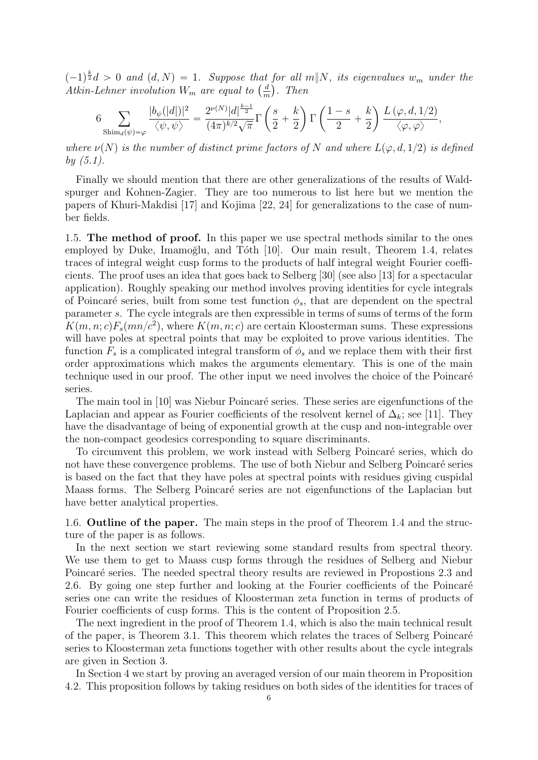$(-1)^{\frac{k}{2}}d > 0$ and $(d, N) = 1$. *Suppose that for all $m \| N$, its eigenvalues $w_m$ under the Atkin-Lehner involution $W_m$ are equal to $\left(\frac{d}{m}\right)$. Then*

$$6 \sum_{\mathrm{Shim}_d(\psi)=\varphi} \frac{|b_\psi(|d|)|^2}{\langle \psi, \psi \rangle} = \frac{2^{\nu(N)}|d|^{\frac{k-1}{2}}}{(4\pi)^{k/2}\sqrt{\pi}} \Gamma\left(\frac{s}{2} + \frac{k}{2}\right) \Gamma\left(\frac{1-s}{2} + \frac{k}{2}\right) \frac{L(\varphi, d, 1/2)}{\langle \varphi, \varphi \rangle},$$

*where $\nu(N)$ is the number of distinct prime factors of $N$ and where $L(\varphi, d, 1/2)$ is defined by (5.1).*

Finally we should mention that there are other generalizations of the results of Waldspurger and Kohnen-Zagier. They are too numerous to list here but we mention the papers of Khuri-Makdisi [17] and Kojima [22, 24] for generalizations to the case of number fields.

### 1.5. The method of proof.

In this paper we use spectral methods similar to the ones employed by Duke, Imamoḡlu, and Tóth [10]. Our main result, Theorem 1.4, relates traces of integral weight cusp forms to the products of half integral weight Fourier coefficients. The proof uses an idea that goes back to Selberg [30] (see also [13] for a spectacular application). Roughly speaking our method involves proving identities for cycle integrals of Poincaré series, built from some test function $\phi_s$, that are dependent on the spectral parameter $s$. The cycle integrals are then expressible in terms of sums of terms of the form $K(m, n; c)F_s(mn/c^2)$, where $K(m, n; c)$ are certain Kloosterman sums. These expressions will have poles at spectral points that may be exploited to prove various identities. The function $F_s$ is a complicated integral transform of $\phi_s$ and we replace them with their first order approximations which makes the arguments elementary. This is one of the main technique used in our proof. The other input we need involves the choice of the Poincaré series.

The main tool in [10] was Niebur Poincaré series. These series are eigenfunctions of the Laplacian and appear as Fourier coefficients of the resolvent kernel of $\Delta_k$; see [11]. They have the disadvantage of being of exponential growth at the cusp and non-integrable over the non-compact geodesics corresponding to square discriminants.

To circumvent this problem, we work instead with Selberg Poincaré series, which do not have these convergence problems. The use of both Niebur and Selberg Poincaré series is based on the fact that they have poles at spectral points with residues giving cuspidal Maass forms. The Selberg Poincaré series are not eigenfunctions of the Laplacian but have better analytical properties.

### 1.6. Outline of the paper.

The main steps in the proof of Theorem 1.4 and the structure of the paper is as follows.

In the next section we start reviewing some standard results from spectral theory. We use them to get to Maass cusp forms through the residues of Selberg and Niebur Poincaré series. The needed spectral theory results are reviewed in Propostions 2.3 and 2.6. By going one step further and looking at the Fourier coefficients of the Poincaré series one can write the residues of Kloosterman zeta function in terms of products of Fourier coefficients of cusp forms. This is the content of Proposition 2.5.

The next ingredient in the proof of Theorem 1.4, which is also the main technical result of the paper, is Theorem 3.1. This theorem which relates the traces of Selberg Poincaré series to Kloosterman zeta functions together with other results about the cycle integrals are given in Section 3.

In Section 4 we start by proving an averaged version of our main theorem in Proposition 4.2. This proposition follows by taking residues on both sides of the identities for traces of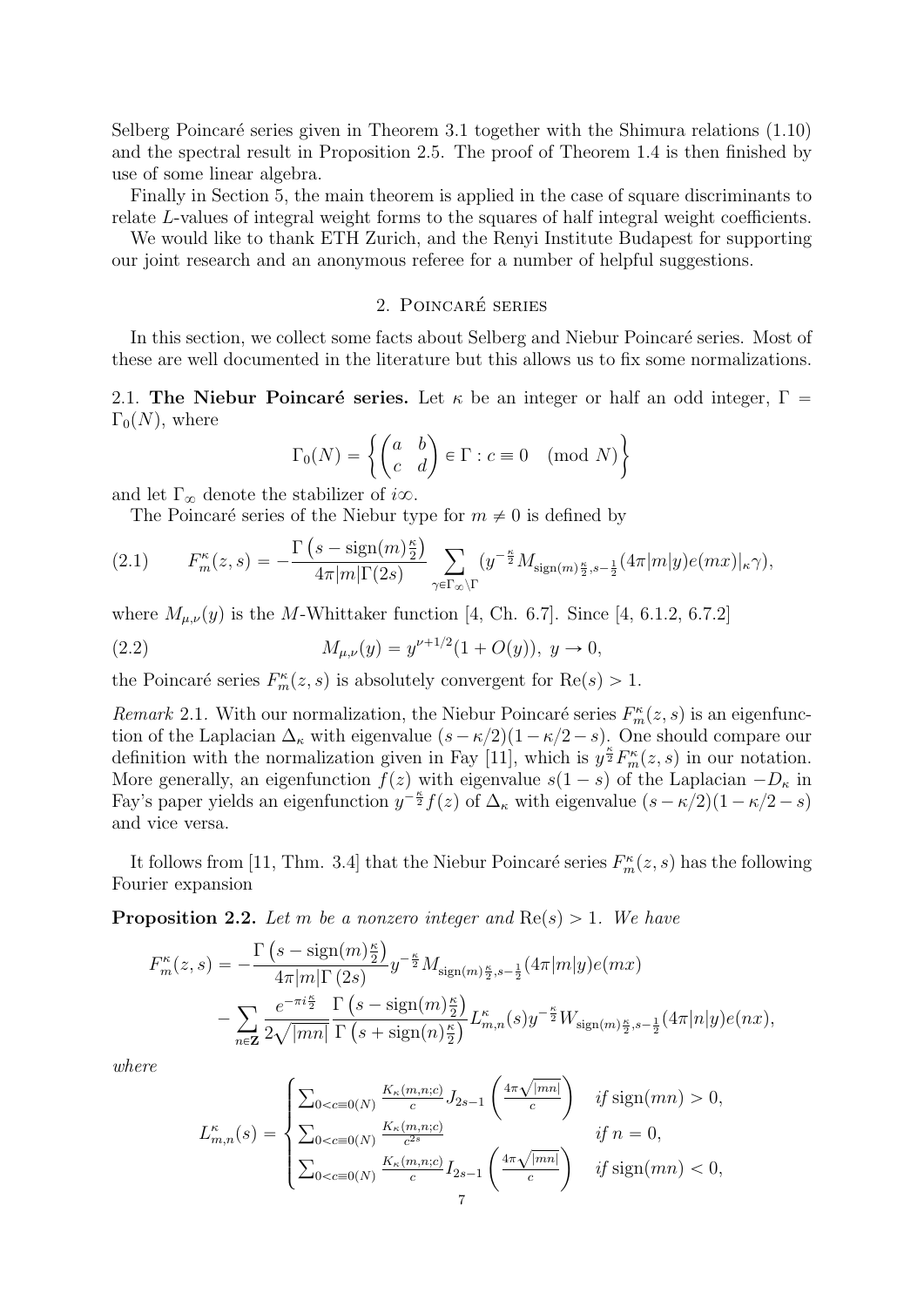Selberg Poincaré series given in Theorem 3.1 together with the Shimura relations (1.10) and the spectral result in Proposition 2.5. The proof of Theorem 1.4 is then finished by use of some linear algebra.

Finally in Section 5, the main theorem is applied in the case of square discriminants to relate $L$-values of integral weight forms to the squares of half integral weight coefficients.

We would like to thank ETH Zurich, and the Renyi Institute Budapest for supporting our joint research and an anonymous referee for a number of helpful suggestions.

## 2. Poincaré series

In this section, we collect some facts about Selberg and Niebur Poincaré series. Most of these are well documented in the literature but this allows us to fix some normalizations.

2.1. **The Niebur Poincaré series.** Let $\kappa$ be an integer or half an odd integer, $\Gamma = \Gamma_0(N)$, where

$$\Gamma_0(N) = \left\{ \begin{pmatrix} a & b \\ c & d \end{pmatrix} \in \Gamma : c \equiv 0 \pmod N \right\}$$

and let $\Gamma_\infty$ denote the stabilizer of $i\infty$.

The Poincaré series of the Niebur type for $m \neq 0$ is defined by

$$F_m^\kappa(z,s) = -\frac{\Gamma\left(s - \operatorname{sign}(m)\frac{\kappa}{2}\right)}{4\pi|m|\Gamma(2s)} \sum_{\gamma \in \Gamma_\infty \backslash \Gamma} (y^{-\frac{\kappa}{2}} M_{\operatorname{sign}(m)\frac{\kappa}{2}, s-\frac{1}{2}}(4\pi|m|y)e(mx)|_\kappa \gamma), \tag{2.1}$$

where $M_{\mu,\nu}(y)$ is the $M$-Whittaker function [4, Ch. 6.7]. Since [4, 6.1.2, 6.7.2]

$$M_{\mu,\nu}(y) = y^{\nu+1/2}(1 + O(y)), \ y \to 0, \tag{2.2}$$

the Poincaré series $F_m^\kappa(z,s)$ is absolutely convergent for $\operatorname{Re}(s) > 1$.

*Remark* 2.1. With our normalization, the Niebur Poincaré series $F_m^\kappa(z,s)$ is an eigenfunction of the Laplacian $\Delta_\kappa$ with eigenvalue $(s-\kappa/2)(1-\kappa/2-s)$. One should compare our definition with the normalization given in Fay [11], which is $y^{\frac{\kappa}{2}} F_m^\kappa(z,s)$ in our notation. More generally, an eigenfunction $f(z)$ with eigenvalue $s(1-s)$ of the Laplacian $-D_\kappa$ in Fay's paper yields an eigenfunction $y^{-\frac{\kappa}{2}} f(z)$ of $\Delta_\kappa$ with eigenvalue $(s-\kappa/2)(1-\kappa/2-s)$ and vice versa.

It follows from [11, Thm. 3.4] that the Niebur Poincaré series $F_m^\kappa(z,s)$ has the following Fourier expansion

**Proposition 2.2.** *Let $m$ be a nonzero integer and $\operatorname{Re}(s) > 1$. We have*

$$\begin{aligned} F_m^\kappa(z,s) = &-\frac{\Gamma\left(s - \operatorname{sign}(m)\frac{\kappa}{2}\right)}{4\pi|m|\Gamma(2s)} y^{-\frac{\kappa}{2}} M_{\operatorname{sign}(m)\frac{\kappa}{2}, s-\frac{1}{2}}(4\pi|m|y)e(mx) \\ &- \sum_{n \in \mathbf{Z}} \frac{e^{-\pi i \frac{\kappa}{2}}}{2\sqrt{|mn|}} \frac{\Gamma\left(s - \operatorname{sign}(m)\frac{\kappa}{2}\right)}{\Gamma\left(s + \operatorname{sign}(n)\frac{\kappa}{2}\right)} L_{m,n}^\kappa(s) y^{-\frac{\kappa}{2}} W_{\operatorname{sign}(m)\frac{\kappa}{2}, s-\frac{1}{2}}(4\pi|n|y)e(nx), \end{aligned}$$

*where*

$$L_{m,n}^\kappa(s) = \begin{cases} \sum_{0 < c \equiv 0(N)} \frac{K_\kappa(m,n;c)}{c} J_{2s-1}\left(\frac{4\pi\sqrt{|mn|}}{c}\right) & \text{if } \operatorname{sign}(mn) > 0, \\ \sum_{0 < c \equiv 0(N)} \frac{K_\kappa(m,n;c)}{c^{2s}} & \text{if } n = 0, \\ \sum_{0 < c \equiv 0(N)} \frac{K_\kappa(m,n;c)}{c} I_{2s-1}\left(\frac{4\pi\sqrt{|mn|}}{c}\right) & \text{if } \operatorname{sign}(mn) < 0, \end{cases}$$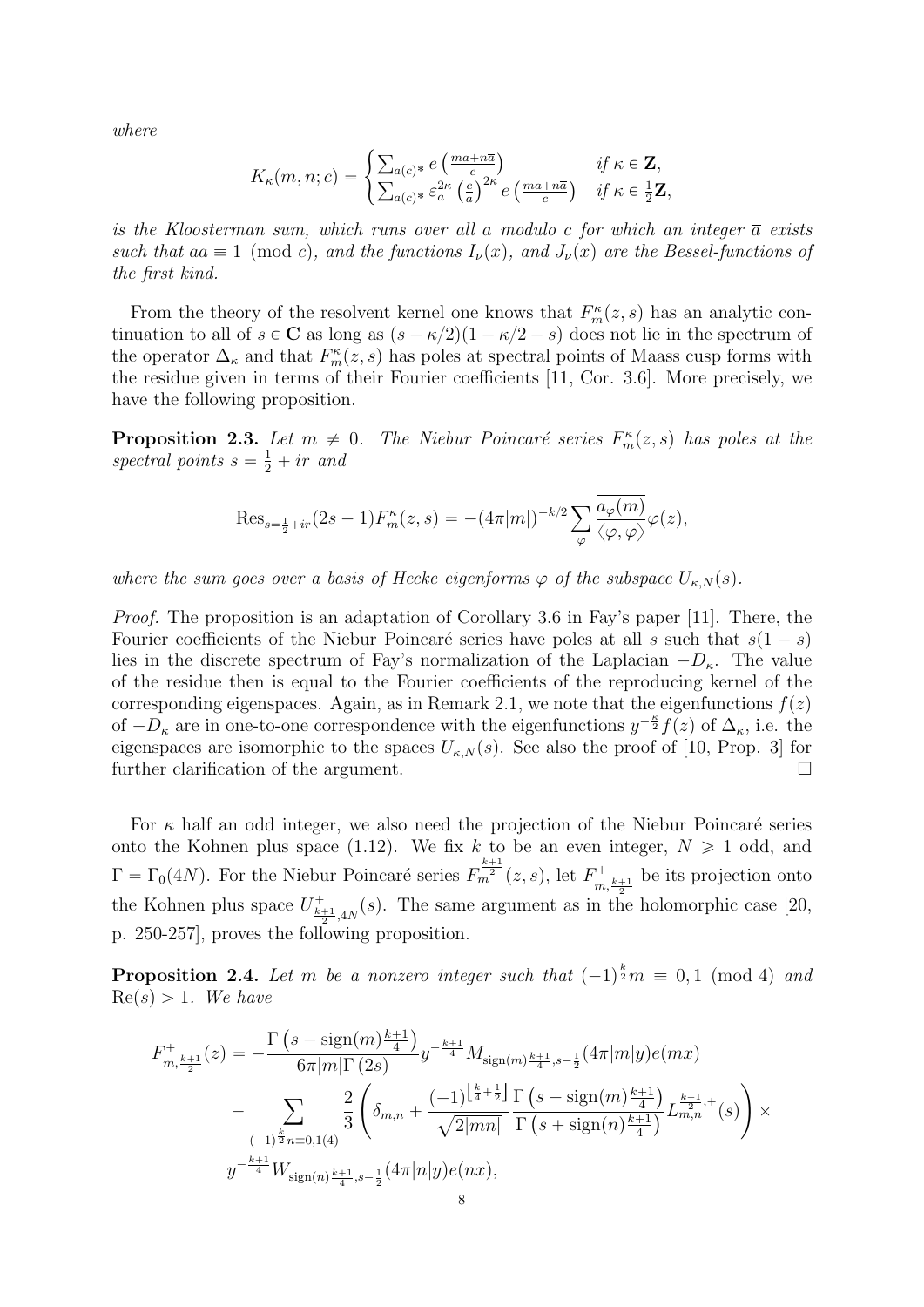*where*

$$K_\kappa(m,n;c) = \begin{cases} \sum_{a(c)^*} e\left(\frac{ma+n\overline{a}}{c}\right) & \text{if } \kappa \in \mathbf{Z}, \\ \sum_{a(c)^*} \varepsilon_a^{2\kappa} \left(\frac{c}{a}\right)^{2\kappa} e\left(\frac{ma+n\overline{a}}{c}\right) & \text{if } \kappa \in \frac{1}{2}\mathbf{Z}, \end{cases}$$

*is the Kloosterman sum, which runs over all a modulo c for which an integer $\overline{a}$ exists such that $a\overline{a} \equiv 1 \pmod{c}$, and the functions $I_\nu(x)$, and $J_\nu(x)$ are the Bessel-functions of the first kind.*

From the theory of the resolvent kernel one knows that $F_m^\kappa(z,s)$ has an analytic continuation to all of $s \in \mathbf{C}$ as long as $(s-\kappa/2)(1-\kappa/2-s)$ does not lie in the spectrum of the operator $\Delta_\kappa$ and that $F_m^\kappa(z,s)$ has poles at spectral points of Maass cusp forms with the residue given in terms of their Fourier coefficients [11, Cor. 3.6]. More precisely, we have the following proposition.

**Proposition 2.3.** *Let $m \neq 0$. The Niebur Poincaré series $F_m^\kappa(z,s)$ has poles at the spectral points $s = \frac{1}{2} + ir$ and*

$$\mathrm{Res}_{s=\frac{1}{2}+ir}(2s-1)F_m^\kappa(z,s) = -(4\pi|m|)^{-k/2} \sum_\varphi \frac{\overline{a_\varphi(m)}}{\langle \varphi, \varphi \rangle} \varphi(z),$$

*where the sum goes over a basis of Hecke eigenforms $\varphi$ of the subspace $U_{\kappa,N}(s)$.*

*Proof.* The proposition is an adaptation of Corollary 3.6 in Fay's paper [11]. There, the Fourier coefficients of the Niebur Poincaré series have poles at all $s$ such that $s(1-s)$ lies in the discrete spectrum of Fay's normalization of the Laplacian $-D_\kappa$. The value of the residue then is equal to the Fourier coefficients of the reproducing kernel of the corresponding eigenspaces. Again, as in Remark 2.1, we note that the eigenfunctions $f(z)$ of $-D_\kappa$ are in one-to-one correspondence with the eigenfunctions $y^{-\frac{\kappa}{2}} f(z)$ of $\Delta_\kappa$, i.e. the eigenspaces are isomorphic to the spaces $U_{\kappa,N}(s)$. See also the proof of [10, Prop. 3] for further clarification of the argument. $\square$

For $\kappa$ half an odd integer, we also need the projection of the Niebur Poincaré series onto the Kohnen plus space (1.12). We fix $k$ to be an even integer, $N \geqslant 1$ odd, and $\Gamma = \Gamma_0(4N)$. For the Niebur Poincaré series $F_m^{\frac{k+1}{2}}(z,s)$, let $F^+_{m,\frac{k+1}{2}}$ be its projection onto the Kohnen plus space $U^+_{\frac{k+1}{2},4N}(s)$. The same argument as in the holomorphic case [20, p. 250-257], proves the following proposition.

**Proposition 2.4.** *Let $m$ be a nonzero integer such that $(-1)^{\frac{k}{2}} m \equiv 0, 1 \pmod{4}$ and $\mathrm{Re}(s) > 1$. We have*

$$\begin{aligned} F^+_{m,\frac{k+1}{2}}(z) = &-\frac{\Gamma\left(s - \mathrm{sign}(m)\frac{k+1}{4}\right)}{6\pi|m|\Gamma(2s)} y^{-\frac{k+1}{4}} M_{\mathrm{sign}(m)\frac{k+1}{4}, s-\frac{1}{2}}(4\pi|m|y) e(mx) \\ &- \sum_{(-1)^{\frac{k}{2}} n \equiv 0,1(4)} \frac{2}{3} \left( \delta_{m,n} + \frac{(-1)^{\left\lfloor \frac{k}{4}+\frac{1}{2} \right\rfloor}}{\sqrt{2|mn|}} \frac{\Gamma\left(s - \mathrm{sign}(m)\frac{k+1}{4}\right)}{\Gamma\left(s + \mathrm{sign}(n)\frac{k+1}{4}\right)} L^{\frac{k+1}{2},+}_{m,n}(s) \right) \times \\ &y^{-\frac{k+1}{4}} W_{\mathrm{sign}(n)\frac{k+1}{4}, s-\frac{1}{2}}(4\pi|n|y) e(nx), \end{aligned}$$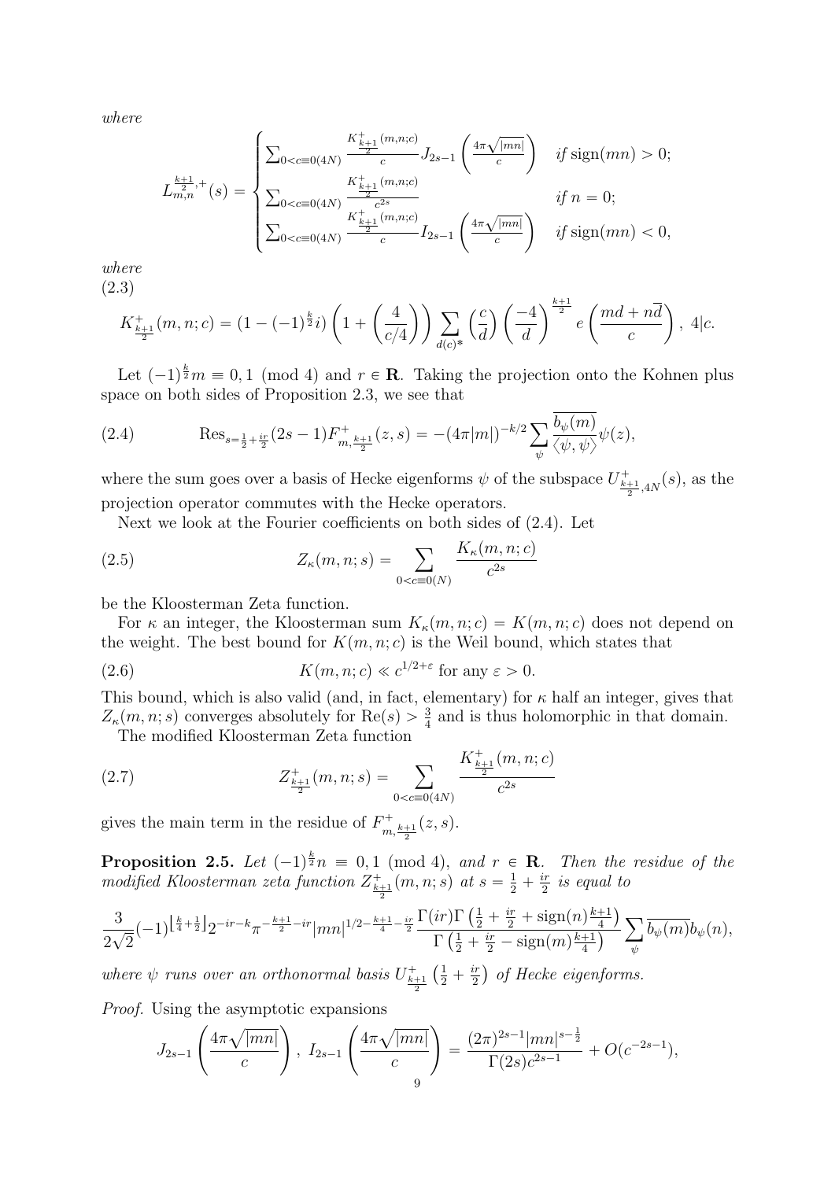*where*

$$L_{m,n}^{\frac{k+1}{2},+}(s) = \begin{cases} \sum_{0<c\equiv 0(4N)} \frac{K^+_{\frac{k+1}{2}}(m,n;c)}{c} J_{2s-1}\left(\frac{4\pi\sqrt{|mn|}}{c}\right) & \textit{if } \operatorname{sign}(mn)>0; \\ \sum_{0<c\equiv 0(4N)} \frac{K^+_{\frac{k+1}{2}}(m,n;c)}{c^{2s}} & \textit{if } n=0; \\ \sum_{0<c\equiv 0(4N)} \frac{K^+_{\frac{k+1}{2}}(m,n;c)}{c} I_{2s-1}\left(\frac{4\pi\sqrt{|mn|}}{c}\right) & \textit{if } \operatorname{sign}(mn)<0, \end{cases}$$

*where*

(2.3)

$$K^+_{\frac{k+1}{2}}(m,n;c) = (1-(-1)^{\frac{k}{2}}i)\left(1+\left(\frac{4}{c/4}\right)\right)\sum_{d(c)^*}\left(\frac{c}{d}\right)\left(\frac{-4}{d}\right)^{\frac{k+1}{2}} e\left(\frac{md+n\overline{d}}{c}\right),\ 4|c.$$

Let $(-1)^{\frac{k}{2}}m \equiv 0,1 \pmod 4$ and $r \in \mathbf{R}$. Taking the projection onto the Kohnen plus space on both sides of Proposition 2.3, we see that

$$\operatorname{Res}_{s=\frac{1}{2}+\frac{ir}{2}}(2s-1)F^+_{m,\frac{k+1}{2}}(z,s) = -(4\pi|m|)^{-k/2}\sum_{\psi}\frac{\overline{b_\psi(m)}}{\langle\psi,\psi\rangle}\psi(z), \tag{2.4}$$

where the sum goes over a basis of Hecke eigenforms $\psi$ of the subspace $U^+_{\frac{k+1}{2},4N}(s)$, as the projection operator commutes with the Hecke operators.

Next we look at the Fourier coefficients on both sides of (2.4). Let

$$Z_\kappa(m,n;s) = \sum_{0<c\equiv 0(N)}\frac{K_\kappa(m,n;c)}{c^{2s}} \tag{2.5}$$

be the Kloosterman Zeta function.

For $\kappa$ an integer, the Kloosterman sum $K_\kappa(m,n;c) = K(m,n;c)$ does not depend on the weight. The best bound for $K(m,n;c)$ is the Weil bound, which states that

$$K(m,n;c) \ll c^{1/2+\varepsilon} \text{ for any } \varepsilon > 0. \tag{2.6}$$

This bound, which is also valid (and, in fact, elementary) for $\kappa$ half an integer, gives that $Z_\kappa(m,n;s)$ converges absolutely for $\operatorname{Re}(s) > \frac{3}{4}$ and is thus holomorphic in that domain.

The modified Kloosterman Zeta function

$$Z^+_{\frac{k+1}{2}}(m,n;s) = \sum_{0<c\equiv 0(4N)}\frac{K^+_{\frac{k+1}{2}}(m,n;c)}{c^{2s}} \tag{2.7}$$

gives the main term in the residue of $F^+_{m,\frac{k+1}{2}}(z,s)$.

**Proposition 2.5.** *Let $(-1)^{\frac{k}{2}}n \equiv 0,1 \pmod 4$, and $r \in \mathbf{R}$. Then the residue of the modified Kloosterman zeta function $Z^+_{\frac{k+1}{2}}(m,n;s)$ at $s = \frac{1}{2}+\frac{ir}{2}$ is equal to*

$$\frac{3}{2\sqrt{2}}(-1)^{\left\lfloor\frac{k}{4}+\frac{1}{2}\right\rfloor}2^{-ir-k}\pi^{-\frac{k+1}{2}-ir}|mn|^{1/2-\frac{k+1}{4}-\frac{ir}{2}}\frac{\Gamma(ir)\Gamma\left(\frac{1}{2}+\frac{ir}{2}+\operatorname{sign}(n)\frac{k+1}{4}\right)}{\Gamma\left(\frac{1}{2}+\frac{ir}{2}-\operatorname{sign}(m)\frac{k+1}{4}\right)}\sum_{\psi}\overline{b_\psi(m)}b_\psi(n),$$

*where $\psi$ runs over an orthonormal basis $U^+_{\frac{k+1}{2}}\left(\frac{1}{2}+\frac{ir}{2}\right)$ of Hecke eigenforms.*

*Proof.* Using the asymptotic expansions

$$J_{2s-1}\left(\frac{4\pi\sqrt{|mn|}}{c}\right),\ I_{2s-1}\left(\frac{4\pi\sqrt{|mn|}}{c}\right) = \frac{(2\pi)^{2s-1}|mn|^{s-\frac{1}{2}}}{\Gamma(2s)c^{2s-1}} + O(c^{-2s-1}),$$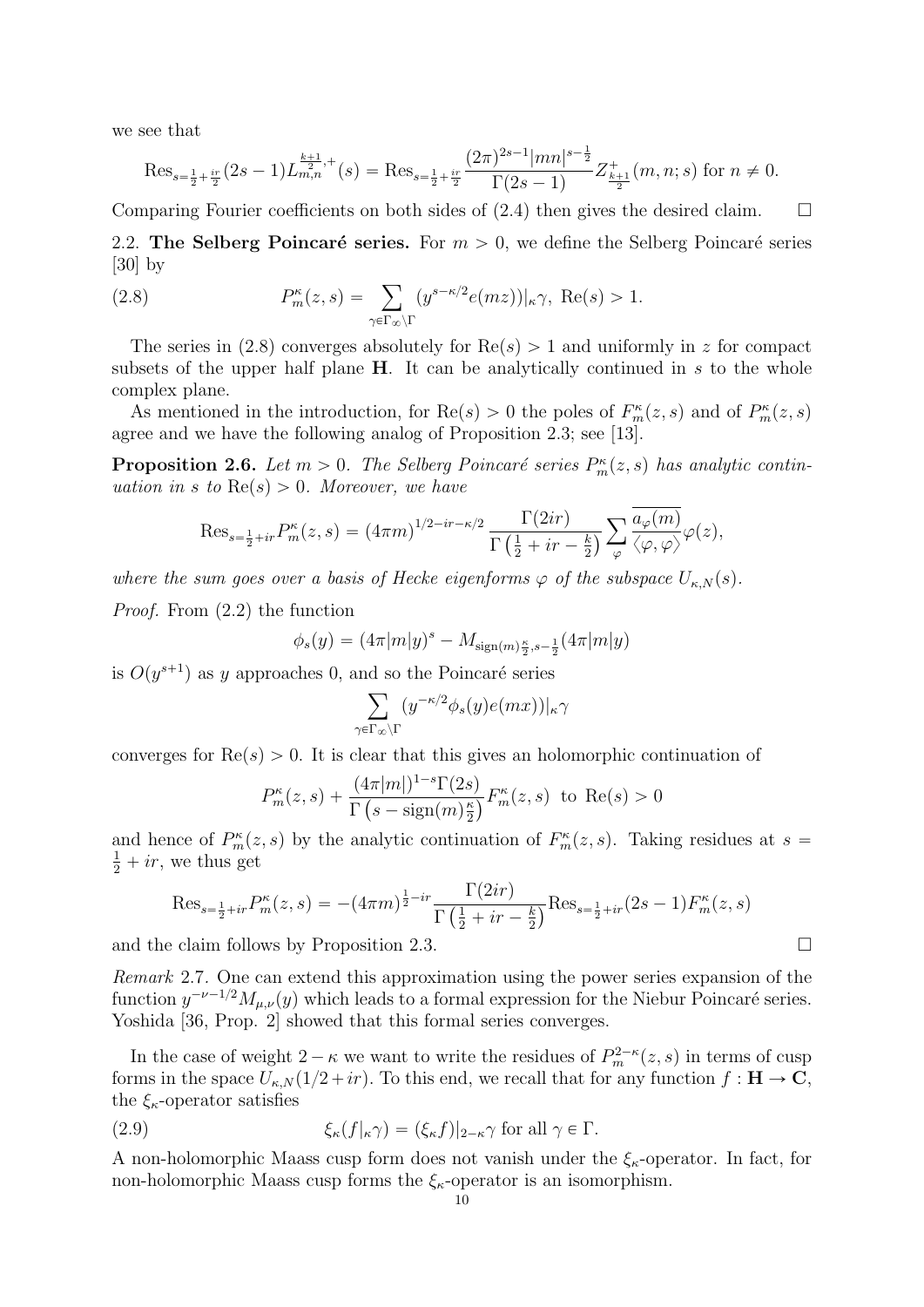we see that

$$\mathrm{Res}_{s=\frac{1}{2}+\frac{ir}{2}}(2s-1)L_{m,n}^{\frac{k+1}{2},+}(s) = \mathrm{Res}_{s=\frac{1}{2}+\frac{ir}{2}}\frac{(2\pi)^{2s-1}|mn|^{s-\frac{1}{2}}}{\Gamma(2s-1)}Z_{\frac{k+1}{2}}^{+}(m,n;s) \text{ for } n\neq 0.$$

Comparing Fourier coefficients on both sides of (2.4) then gives the desired claim. □

## 2.2. The Selberg Poincaré series.

For $m>0$, we define the Selberg Poincaré series [30] by

$$P_m^{\kappa}(z,s) = \sum_{\gamma\in\Gamma_\infty\backslash\Gamma}(y^{s-\kappa/2}e(mz))|_\kappa\gamma,\ \mathrm{Re}(s)>1. \tag{2.8}$$

The series in (2.8) converges absolutely for $\mathrm{Re}(s)>1$ and uniformly in $z$ for compact subsets of the upper half plane $\mathbf{H}$. It can be analytically continued in $s$ to the whole complex plane.

As mentioned in the introduction, for $\mathrm{Re}(s)>0$ the poles of $F_m^\kappa(z,s)$ and of $P_m^\kappa(z,s)$ agree and we have the following analog of Proposition 2.3; see [13].

**Proposition 2.6.** *Let $m>0$. The Selberg Poincaré series $P_m^\kappa(z,s)$ has analytic continuation in $s$ to $\mathrm{Re}(s)>0$. Moreover, we have*

$$\mathrm{Res}_{s=\frac{1}{2}+ir}P_m^\kappa(z,s) = (4\pi m)^{1/2-ir-\kappa/2}\frac{\Gamma(2ir)}{\Gamma\left(\frac{1}{2}+ir-\frac{k}{2}\right)}\sum_\varphi\frac{\overline{a_\varphi(m)}}{\langle\varphi,\varphi\rangle}\varphi(z),$$

*where the sum goes over a basis of Hecke eigenforms $\varphi$ of the subspace $U_{\kappa,N}(s)$.*

*Proof.* From (2.2) the function

$$\phi_s(y) = (4\pi|m|y)^s - M_{\mathrm{sign}(m)\frac{\kappa}{2},s-\frac{1}{2}}(4\pi|m|y)$$

is $O(y^{s+1})$ as $y$ approaches 0, and so the Poincaré series

$$\sum_{\gamma\in\Gamma_\infty\backslash\Gamma}(y^{-\kappa/2}\phi_s(y)e(mx))|_\kappa\gamma$$

converges for $\mathrm{Re}(s)>0$. It is clear that this gives an holomorphic continuation of

$$P_m^\kappa(z,s)+\frac{(4\pi|m|)^{1-s}\Gamma(2s)}{\Gamma\left(s-\mathrm{sign}(m)\frac{\kappa}{2}\right)}F_m^\kappa(z,s) \text{ to } \mathrm{Re}(s)>0$$

and hence of $P_m^\kappa(z,s)$ by the analytic continuation of $F_m^\kappa(z,s)$. Taking residues at $s=\frac{1}{2}+ir$, we thus get

$$\mathrm{Res}_{s=\frac{1}{2}+ir}P_m^\kappa(z,s) = -(4\pi m)^{\frac{1}{2}-ir}\frac{\Gamma(2ir)}{\Gamma\left(\frac{1}{2}+ir-\frac{k}{2}\right)}\mathrm{Res}_{s=\frac{1}{2}+ir}(2s-1)F_m^\kappa(z,s)$$

and the claim follows by Proposition 2.3. □

*Remark* 2.7. One can extend this approximation using the power series expansion of the function $y^{-\nu-1/2}M_{\mu,\nu}(y)$ which leads to a formal expression for the Niebur Poincaré series. Yoshida [36, Prop. 2] showed that this formal series converges.

In the case of weight $2-\kappa$ we want to write the residues of $P_m^{2-\kappa}(z,s)$ in terms of cusp forms in the space $U_{\kappa,N}(1/2+ir)$. To this end, we recall that for any function $f:\mathbf{H}\to\mathbf{C}$, the $\xi_\kappa$-operator satisfies

$$\xi_\kappa(f|_\kappa\gamma) = (\xi_\kappa f)|_{2-\kappa}\gamma \text{ for all } \gamma\in\Gamma. \tag{2.9}$$

A non-holomorphic Maass cusp form does not vanish under the $\xi_\kappa$-operator. In fact, for non-holomorphic Maass cusp forms the $\xi_\kappa$-operator is an isomorphism.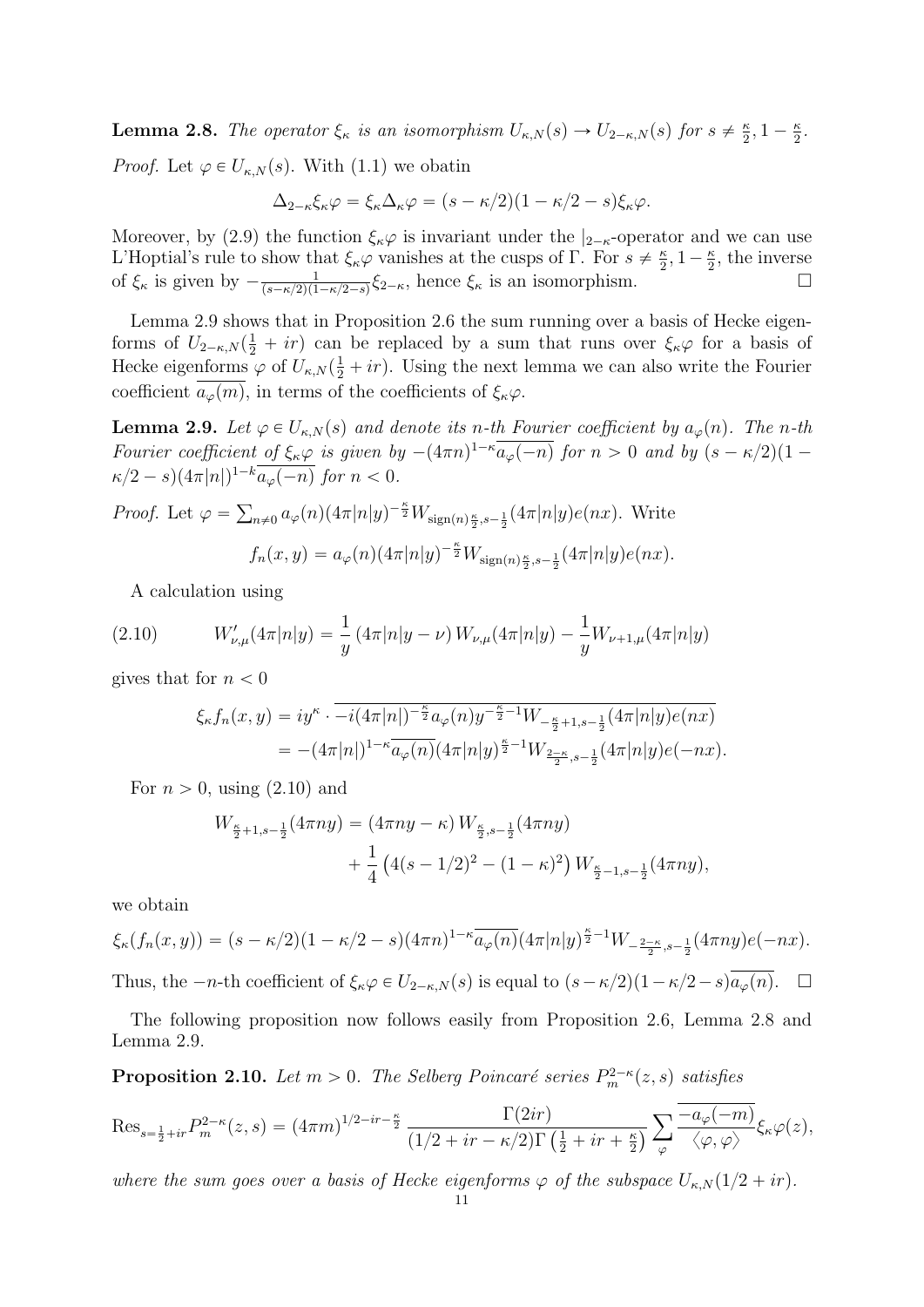**Lemma 2.8.** *The operator $\xi_\kappa$ is an isomorphism $U_{\kappa,N}(s) \to U_{2-\kappa,N}(s)$ for $s \neq \frac{\kappa}{2}, 1-\frac{\kappa}{2}$.*

*Proof.* Let $\varphi \in U_{\kappa,N}(s)$. With (1.1) we obatin

$$\Delta_{2-\kappa}\xi_\kappa\varphi = \xi_\kappa\Delta_\kappa\varphi = (s-\kappa/2)(1-\kappa/2-s)\xi_\kappa\varphi.$$

Moreover, by (2.9) the function $\xi_\kappa\varphi$ is invariant under the $|_{2-\kappa}$-operator and we can use L'Hoptial's rule to show that $\xi_\kappa\varphi$ vanishes at the cusps of $\Gamma$. For $s \neq \frac{\kappa}{2}, 1-\frac{\kappa}{2}$, the inverse of $\xi_\kappa$ is given by $-\frac{1}{(s-\kappa/2)(1-\kappa/2-s)}\xi_{2-\kappa}$, hence $\xi_\kappa$ is an isomorphism. $\square$

Lemma 2.9 shows that in Proposition 2.6 the sum running over a basis of Hecke eigenforms of $U_{2-\kappa,N}(\frac{1}{2}+ir)$ can be replaced by a sum that runs over $\xi_\kappa\varphi$ for a basis of Hecke eigenforms $\varphi$ of $U_{\kappa,N}(\frac{1}{2}+ir)$. Using the next lemma we can also write the Fourier coefficient $\overline{a_\varphi(m)}$, in terms of the coefficients of $\xi_\kappa\varphi$.

**Lemma 2.9.** *Let $\varphi \in U_{\kappa,N}(s)$ and denote its $n$-th Fourier coefficient by $a_\varphi(n)$. The $n$-th Fourier coefficient of $\xi_\kappa\varphi$ is given by $-(4\pi n)^{1-\kappa}\overline{a_\varphi(-n)}$ for $n>0$ and by $(s-\kappa/2)(1-\kappa/2-s)(4\pi|n|)^{1-k}\overline{a_\varphi(-n)}$ for $n<0$.*

*Proof.* Let $\varphi = \sum_{n\neq 0} a_\varphi(n)(4\pi|n|y)^{-\frac{\kappa}{2}}W_{\mathrm{sign}(n)\frac{\kappa}{2},s-\frac{1}{2}}(4\pi|n|y)e(nx)$. Write

$$f_n(x,y) = a_\varphi(n)(4\pi|n|y)^{-\frac{\kappa}{2}}W_{\mathrm{sign}(n)\frac{\kappa}{2},s-\frac{1}{2}}(4\pi|n|y)e(nx).$$

A calculation using

$$W'_{\nu,\mu}(4\pi|n|y) = \frac{1}{y}\left(4\pi|n|y-\nu\right)W_{\nu,\mu}(4\pi|n|y) - \frac{1}{y}W_{\nu+1,\mu}(4\pi|n|y) \tag{2.10}$$

gives that for $n<0$

$$\begin{aligned}
\xi_\kappa f_n(x,y) &= iy^\kappa \cdot \overline{-i(4\pi|n|)^{-\frac{\kappa}{2}}a_\varphi(n)y^{-\frac{\kappa}{2}-1}W_{-\frac{\kappa}{2}+1,s-\frac{1}{2}}(4\pi|n|y)e(nx)} \\
&= -(4\pi|n|)^{1-\kappa}\overline{a_\varphi(n)}(4\pi|n|y)^{\frac{\kappa}{2}-1}W_{\frac{2-\kappa}{2},s-\frac{1}{2}}(4\pi|n|y)e(-nx).
\end{aligned}$$

For $n>0$, using (2.10) and

$$\begin{aligned}
W_{\frac{\kappa}{2}+1,s-\frac{1}{2}}(4\pi ny) &= (4\pi ny-\kappa)\,W_{\frac{\kappa}{2},s-\frac{1}{2}}(4\pi ny) \\
&\quad + \frac{1}{4}\left(4(s-1/2)^2-(1-\kappa)^2\right)W_{\frac{\kappa}{2}-1,s-\frac{1}{2}}(4\pi ny),
\end{aligned}$$

we obtain

$$\xi_\kappa(f_n(x,y)) = (s-\kappa/2)(1-\kappa/2-s)(4\pi n)^{1-\kappa}\overline{a_\varphi(n)}(4\pi|n|y)^{\frac{\kappa}{2}-1}W_{-\frac{2-\kappa}{2},s-\frac{1}{2}}(4\pi ny)e(-nx).$$

Thus, the $-n$-th coefficient of $\xi_\kappa\varphi \in U_{2-\kappa,N}(s)$ is equal to $(s-\kappa/2)(1-\kappa/2-s)\overline{a_\varphi(n)}$. $\square$

The following proposition now follows easily from Proposition 2.6, Lemma 2.8 and Lemma 2.9.

**Proposition 2.10.** *Let $m>0$. The Selberg Poincaré series $P_m^{2-\kappa}(z,s)$ satisfies*

$$\mathrm{Res}_{s=\frac{1}{2}+ir}P_m^{2-\kappa}(z,s) = (4\pi m)^{1/2-ir-\frac{\kappa}{2}}\,\frac{\Gamma(2ir)}{(1/2+ir-\kappa/2)\Gamma\left(\frac{1}{2}+ir+\frac{\kappa}{2}\right)}\sum_\varphi \overline{\frac{-a_\varphi(-m)}{\langle\varphi,\varphi\rangle}}\xi_\kappa\varphi(z),$$

*where the sum goes over a basis of Hecke eigenforms $\varphi$ of the subspace $U_{\kappa,N}(1/2+ir)$.*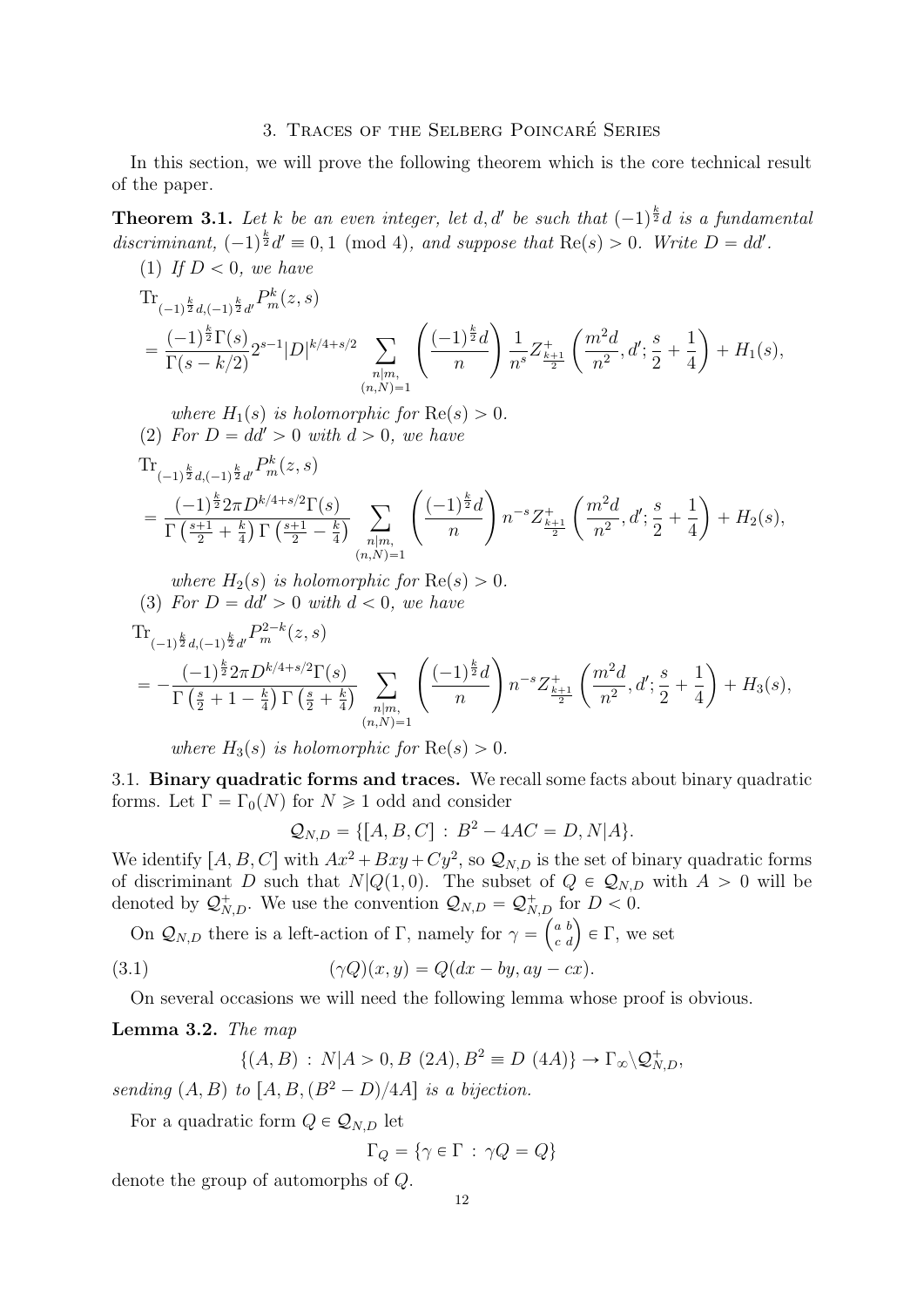## 3. Traces of the Selberg Poincaré Series

In this section, we will prove the following theorem which is the core technical result of the paper.

**Theorem 3.1.** *Let $k$ be an even integer, let $d, d'$ be such that $(-1)^{\frac{k}{2}}d$ is a fundamental discriminant, $(-1)^{\frac{k}{2}}d' \equiv 0, 1 \pmod 4$, and suppose that $\mathrm{Re}(s) > 0$. Write $D = dd'$.*

(1) *If $D < 0$, we have*

$$\begin{aligned}
&\mathrm{Tr}_{(-1)^{\frac{k}{2}}d,(-1)^{\frac{k}{2}}d'} P_m^k(z,s) \\
&= \frac{(-1)^{\frac{k}{2}}\Gamma(s)}{\Gamma(s-k/2)} 2^{s-1}|D|^{k/4+s/2} \sum_{\substack{n|m,\\(n,N)=1}} \left(\frac{(-1)^{\frac{k}{2}}d}{n}\right) \frac{1}{n^s} Z^+_{\frac{k+1}{2}}\left(\frac{m^2 d}{n^2}, d'; \frac{s}{2}+\frac{1}{4}\right) + H_1(s),
\end{aligned}$$

*where $H_1(s)$ is holomorphic for $\mathrm{Re}(s) > 0$.*

(2) *For $D = dd' > 0$ with $d > 0$, we have*

$$\begin{aligned}
&\mathrm{Tr}_{(-1)^{\frac{k}{2}}d,(-1)^{\frac{k}{2}}d'} P_m^k(z,s) \\
&= \frac{(-1)^{\frac{k}{2}}2\pi D^{k/4+s/2}\Gamma(s)}{\Gamma\left(\frac{s+1}{2}+\frac{k}{4}\right)\Gamma\left(\frac{s+1}{2}-\frac{k}{4}\right)} \sum_{\substack{n|m,\\(n,N)=1}} \left(\frac{(-1)^{\frac{k}{2}}d}{n}\right) n^{-s} Z^+_{\frac{k+1}{2}}\left(\frac{m^2 d}{n^2}, d'; \frac{s}{2}+\frac{1}{4}\right) + H_2(s),
\end{aligned}$$

*where $H_2(s)$ is holomorphic for $\mathrm{Re}(s) > 0$.*

(3) *For $D = dd' > 0$ with $d < 0$, we have*

$$\begin{aligned}
&\mathrm{Tr}_{(-1)^{\frac{k}{2}}d,(-1)^{\frac{k}{2}}d'} P_m^{2-k}(z,s) \\
&= -\frac{(-1)^{\frac{k}{2}}2\pi D^{k/4+s/2}\Gamma(s)}{\Gamma\left(\frac{s}{2}+1-\frac{k}{4}\right)\Gamma\left(\frac{s}{2}+\frac{k}{4}\right)} \sum_{\substack{n|m,\\(n,N)=1}} \left(\frac{(-1)^{\frac{k}{2}}d}{n}\right) n^{-s} Z^+_{\frac{k+1}{2}}\left(\frac{m^2 d}{n^2}, d'; \frac{s}{2}+\frac{1}{4}\right) + H_3(s),
\end{aligned}$$

*where $H_3(s)$ is holomorphic for $\mathrm{Re}(s) > 0$.*

### 3.1. Binary quadratic forms and traces.

We recall some facts about binary quadratic forms. Let $\Gamma = \Gamma_0(N)$ for $N \geqslant 1$ odd and consider

$$\mathcal{Q}_{N,D} = \{[A,B,C] \,:\, B^2 - 4AC = D, N|A\}.$$

We identify $[A,B,C]$ with $Ax^2 + Bxy + Cy^2$, so $\mathcal{Q}_{N,D}$ is the set of binary quadratic forms of discriminant $D$ such that $N|Q(1,0)$. The subset of $Q \in \mathcal{Q}_{N,D}$ with $A > 0$ will be denoted by $\mathcal{Q}^+_{N,D}$. We use the convention $\mathcal{Q}_{N,D} = \mathcal{Q}^+_{N,D}$ for $D < 0$.

On $\mathcal{Q}_{N,D}$ there is a left-action of $\Gamma$, namely for $\gamma = \begin{pmatrix} a & b \\ c & d \end{pmatrix} \in \Gamma$, we set

$$(\gamma Q)(x,y) = Q(dx - by, ay - cx). \tag{3.1}$$

On several occasions we will need the following lemma whose proof is obvious.

**Lemma 3.2.** *The map*

$$\{(A,B) \,:\, N|A > 0, B\ (2A), B^2 \equiv D\ (4A)\} \to \Gamma_\infty\backslash\mathcal{Q}^+_{N,D},$$

*sending $(A,B)$ to $[A,B,(B^2-D)/4A]$ is a bijection.*

For a quadratic form $Q \in \mathcal{Q}_{N,D}$ let

$$\Gamma_Q = \{\gamma \in \Gamma \,:\, \gamma Q = Q\}$$

denote the group of automorphs of $Q$.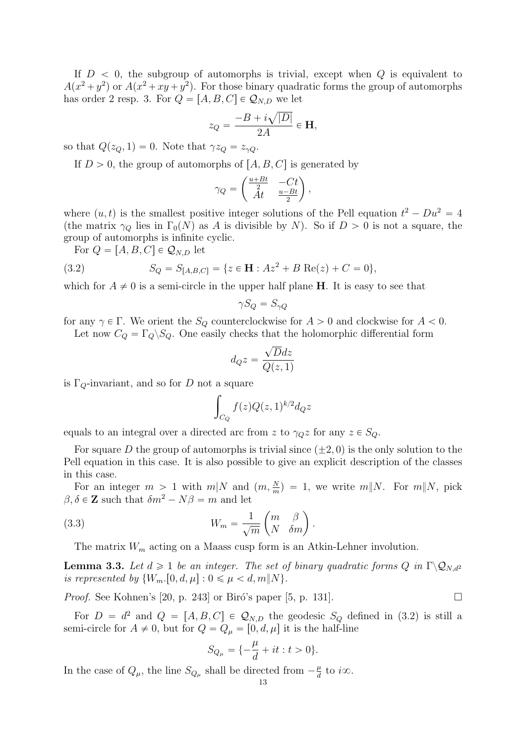If $D < 0$, the subgroup of automorphs is trivial, except when $Q$ is equivalent to $A(x^2+y^2)$ or $A(x^2+xy+y^2)$. For those binary quadratic forms the group of automorphs has order 2 resp. 3. For $Q = [A, B, C] \in \mathcal{Q}_{N,D}$ we let

$$z_Q = \frac{-B + i\sqrt{|D|}}{2A} \in \mathbf{H},$$

so that $Q(z_Q, 1) = 0$. Note that $\gamma z_Q = z_{\gamma Q}$.

If $D > 0$, the group of automorphs of $[A, B, C]$ is generated by

$$\gamma_Q = \begin{pmatrix} \frac{u+Bt}{2} & -Ct \\ At & \frac{u-Bt}{2} \end{pmatrix},$$

where $(u, t)$ is the smallest positive integer solutions of the Pell equation $t^2 - Du^2 = 4$ (the matrix $\gamma_Q$ lies in $\Gamma_0(N)$ as $A$ is divisible by $N$). So if $D > 0$ is not a square, the group of automorphs is infinite cyclic.

For $Q = [A, B, C] \in \mathcal{Q}_{N,D}$ let

$$S_Q = S_{[A,B,C]} = \{z \in \mathbf{H} : A|z|^2 + B\,\mathrm{Re}(z) + C = 0\}, \tag{3.2}$$

which for $A \neq 0$ is a semi-circle in the upper half plane $\mathbf{H}$. It is easy to see that

$$\gamma S_Q = S_{\gamma Q}$$

for any $\gamma \in \Gamma$. We orient the $S_Q$ counterclockwise for $A > 0$ and clockwise for $A < 0$.

Let now $C_Q = \Gamma_Q \backslash S_Q$. One easily checks that the holomorphic differential form

$$d_Q z = \frac{\sqrt{D} dz}{Q(z, 1)}$$

is $\Gamma_Q$-invariant, and so for $D$ not a square

$$\int_{C_Q} f(z) Q(z, 1)^{k/2} d_Q z$$

equals to an integral over a directed arc from $z$ to $\gamma_Q z$ for any $z \in S_Q$.

For square $D$ the group of automorphs is trivial since $(\pm 2, 0)$ is the only solution to the Pell equation in this case. It is also possible to give an explicit description of the classes in this case.

For an integer $m > 1$ with $m|N$ and $(m, \frac{N}{m}) = 1$, we write $m \| N$. For $m \| N$, pick $\beta, \delta \in \mathbf{Z}$ such that $\delta m^2 - N\beta = m$ and let

$$W_m = \frac{1}{\sqrt{m}} \begin{pmatrix} m & \beta \\ N & \delta m \end{pmatrix}. \tag{3.3}$$

The matrix $W_m$ acting on a Maass cusp form is an Atkin-Lehner involution.

**Lemma 3.3.** *Let $d \geqslant 1$ be an integer. The set of binary quadratic forms $Q$ in $\Gamma \backslash \mathcal{Q}_{N,d^2}$ is represented by $\{W_m.[0, d, \mu] : 0 \leqslant \mu < d, m \| N\}$.*

*Proof.* See Kohnen's [20, p. 243] or Biró's paper [5, p. 131]. $\square$

For $D = d^2$ and $Q = [A, B, C] \in \mathcal{Q}_{N,D}$ the geodesic $S_Q$ defined in (3.2) is still a semi-circle for $A \neq 0$, but for $Q = Q_\mu = [0, d, \mu]$ it is the half-line

$$S_{Q_\mu} = \{-\frac{\mu}{d} + it : t > 0\}.$$

In the case of $Q_\mu$, the line $S_{Q_\mu}$ shall be directed from $-\frac{\mu}{d}$ to $i\infty$.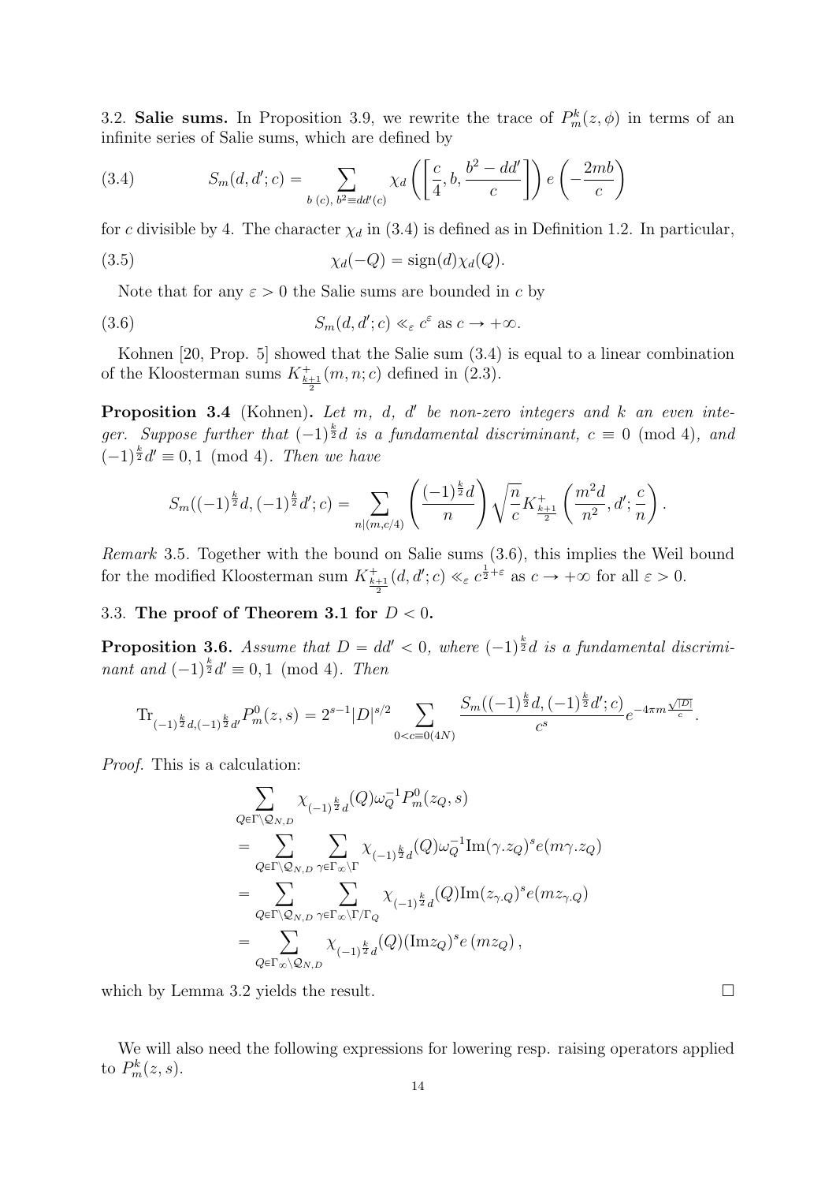3.2. **Salie sums.** In Proposition 3.9, we rewrite the trace of $P_m^k(z,\phi)$ in terms of an infinite series of Salie sums, which are defined by

$$S_m(d,d';c) = \sum_{b\ (c),\ b^2\equiv dd'(c)} \chi_d\left(\left[\frac{c}{4}, b, \frac{b^2-dd'}{c}\right]\right) e\left(-\frac{2mb}{c}\right) \tag{3.4}$$

for $c$ divisible by 4. The character $\chi_d$ in (3.4) is defined as in Definition 1.2. In particular,

$$\chi_d(-Q) = \operatorname{sign}(d)\chi_d(Q). \tag{3.5}$$

Note that for any $\varepsilon > 0$ the Salie sums are bounded in $c$ by

$$S_m(d,d';c) \ll_\varepsilon c^\varepsilon \text{ as } c \to +\infty. \tag{3.6}$$

Kohnen [20, Prop. 5] showed that the Salie sum (3.4) is equal to a linear combination of the Kloosterman sums $K^+_{\frac{k+1}{2}}(m,n;c)$ defined in (2.3).

**Proposition 3.4** (Kohnen)**.** *Let $m$, $d$, $d'$ be non-zero integers and $k$ an even integer. Suppose further that $(-1)^{\frac{k}{2}}d$ is a fundamental discriminant, $c \equiv 0 \pmod 4$, and $(-1)^{\frac{k}{2}}d' \equiv 0,1 \pmod 4$. Then we have*

$$S_m((-1)^{\frac{k}{2}}d,(-1)^{\frac{k}{2}}d';c) = \sum_{n|(m,c/4)} \left(\frac{(-1)^{\frac{k}{2}}d}{n}\right)\sqrt{\frac{n}{c}}K^+_{\frac{k+1}{2}}\left(\frac{m^2d}{n^2},d';\frac{c}{n}\right).$$

*Remark* 3.5. Together with the bound on Salie sums (3.6), this implies the Weil bound for the modified Kloosterman sum $K^+_{\frac{k+1}{2}}(d,d';c) \ll_\varepsilon c^{\frac{1}{2}+\varepsilon}$ as $c \to +\infty$ for all $\varepsilon > 0$.

### 3.3. The proof of Theorem 3.1 for $D < 0$.

**Proposition 3.6.** *Assume that $D = dd' < 0$, where $(-1)^{\frac{k}{2}}d$ is a fundamental discriminant and $(-1)^{\frac{k}{2}}d' \equiv 0,1 \pmod 4$. Then*

$$\operatorname{Tr}_{(-1)^{\frac{k}{2}}d,(-1)^{\frac{k}{2}}d'}P_m^0(z,s) = 2^{s-1}|D|^{s/2}\sum_{0<c\equiv 0(4N)}\frac{S_m((-1)^{\frac{k}{2}}d,(-1)^{\frac{k}{2}}d';c)}{c^s}e^{-4\pi m\frac{\sqrt{|D|}}{c}}.$$

*Proof.* This is a calculation:

$$\begin{aligned}
&\sum_{Q\in\Gamma\backslash\mathcal{Q}_{N,D}} \chi_{(-1)^{\frac{k}{2}}d}(Q)\omega_Q^{-1}P_m^0(z_Q,s)\\
&= \sum_{Q\in\Gamma\backslash\mathcal{Q}_{N,D}}\sum_{\gamma\in\Gamma_\infty\backslash\Gamma} \chi_{(-1)^{\frac{k}{2}}d}(Q)\omega_Q^{-1}\operatorname{Im}(\gamma.z_Q)^s e(m\gamma.z_Q)\\
&= \sum_{Q\in\Gamma\backslash\mathcal{Q}_{N,D}}\sum_{\gamma\in\Gamma_\infty\backslash\Gamma/\Gamma_Q} \chi_{(-1)^{\frac{k}{2}}d}(Q)\operatorname{Im}(z_{\gamma.Q})^s e(mz_{\gamma.Q})\\
&= \sum_{Q\in\Gamma_\infty\backslash\mathcal{Q}_{N,D}} \chi_{(-1)^{\frac{k}{2}}d}(Q)(\operatorname{Im}z_Q)^s e\left(mz_Q\right),
\end{aligned}$$

which by Lemma 3.2 yields the result. □

We will also need the following expressions for lowering resp. raising operators applied to $P_m^k(z,s)$.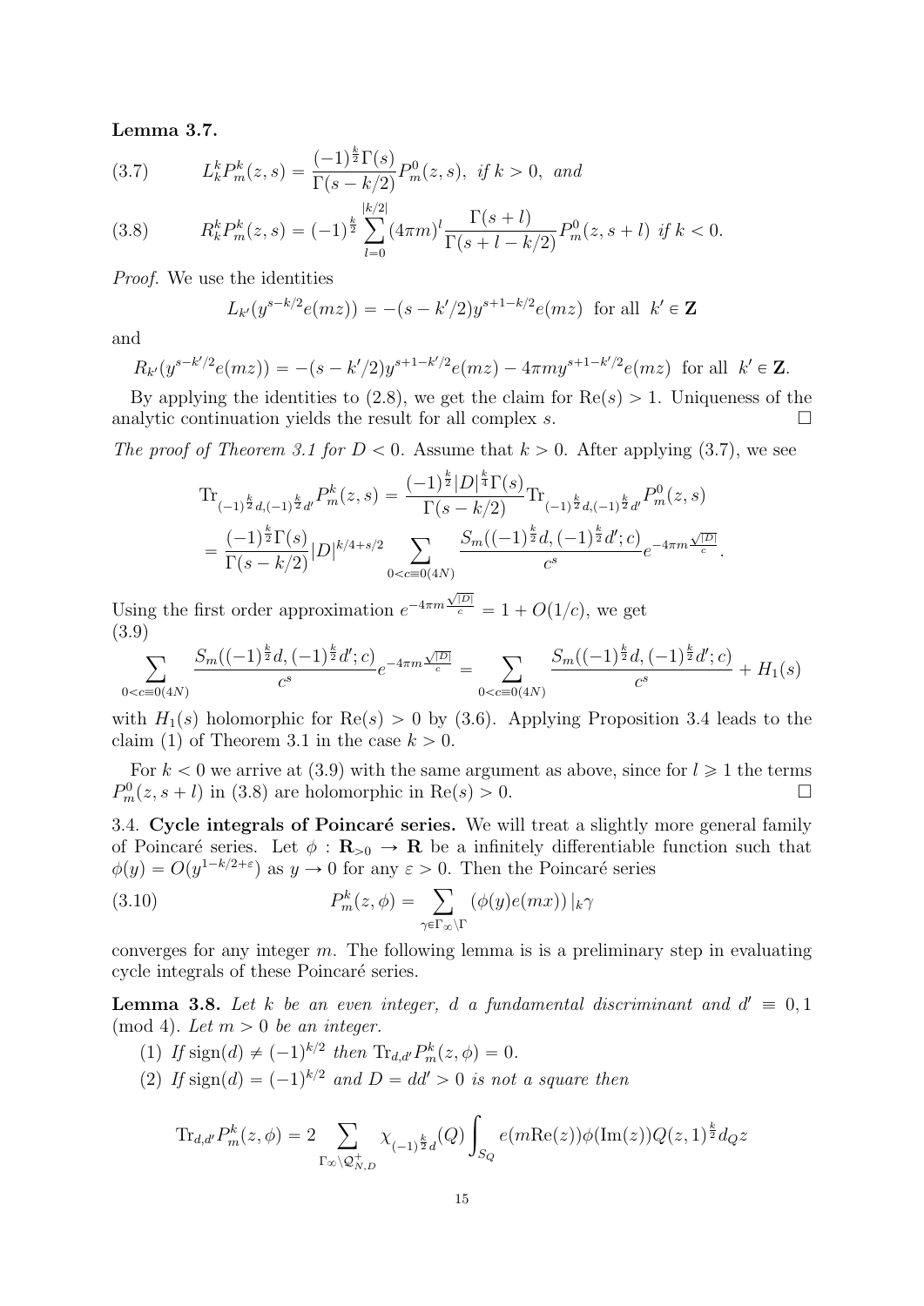**Lemma 3.7.**

$$L_k^k P_m^k(z,s) = \frac{(-1)^{\frac{k}{2}}\Gamma(s)}{\Gamma(s-k/2)} P_m^0(z,s), \text{ if } k>0, \text{ and} \tag{3.7}$$

$$R_k^k P_m^k(z,s) = (-1)^{\frac{k}{2}} \sum_{l=0}^{|k/2|} (4\pi m)^l \frac{\Gamma(s+l)}{\Gamma(s+l-k/2)} P_m^0(z,s+l) \text{ if } k<0. \tag{3.8}$$

*Proof.* We use the identities

$$L_{k'}(y^{s-k/2}e(mz)) = -(s-k'/2)y^{s+1-k/2}e(mz) \text{ for all } k' \in \mathbf{Z}$$

and

$$R_{k'}(y^{s-k'/2}e(mz)) = -(s-k'/2)y^{s+1-k'/2}e(mz) - 4\pi m y^{s+1-k'/2}e(mz) \text{ for all } k' \in \mathbf{Z}.$$

By applying the identities to (2.8), we get the claim for $\mathrm{Re}(s)>1$. Uniqueness of the analytic continuation yields the result for all complex $s$. $\square$

*The proof of Theorem 3.1 for $D<0$.* Assume that $k>0$. After applying (3.7), we see

$$\begin{aligned}
\mathrm{Tr}_{(-1)^{\frac{k}{2}}d,(-1)^{\frac{k}{2}}d'} P_m^k(z,s) &= \frac{(-1)^{\frac{k}{2}}|D|^{\frac{k}{4}}\Gamma(s)}{\Gamma(s-k/2)} \mathrm{Tr}_{(-1)^{\frac{k}{2}}d,(-1)^{\frac{k}{2}}d'} P_m^0(z,s) \\
&= \frac{(-1)^{\frac{k}{2}}\Gamma(s)}{\Gamma(s-k/2)} |D|^{k/4+s/2} \sum_{0<c\equiv 0(4N)} \frac{S_m((-1)^{\frac{k}{2}}d,(-1)^{\frac{k}{2}}d';c)}{c^s} e^{-4\pi m\frac{\sqrt{|D|}}{c}}.
\end{aligned}$$

Using the first order approximation $e^{-4\pi m\frac{\sqrt{|D|}}{c}} = 1+O(1/c)$, we get

$$\sum_{0<c\equiv 0(4N)} \frac{S_m((-1)^{\frac{k}{2}}d,(-1)^{\frac{k}{2}}d';c)}{c^s} e^{-4\pi m\frac{\sqrt{|D|}}{c}} = \sum_{0<c\equiv 0(4N)} \frac{S_m((-1)^{\frac{k}{2}}d,(-1)^{\frac{k}{2}}d';c)}{c^s} + H_1(s) \tag{3.9}$$

with $H_1(s)$ holomorphic for $\mathrm{Re}(s)>0$ by (3.6). Applying Proposition 3.4 leads to the claim (1) of Theorem 3.1 in the case $k>0$.

For $k<0$ we arrive at (3.9) with the same argument as above, since for $l \geqslant 1$ the terms $P_m^0(z,s+l)$ in (3.8) are holomorphic in $\mathrm{Re}(s)>0$. $\square$

3.4. **Cycle integrals of Poincaré series.** We will treat a slightly more general family of Poincaré series. Let $\phi : \mathbf{R}_{>0} \to \mathbf{R}$ be a infinitely differentiable function such that $\phi(y) = O(y^{1-k/2+\varepsilon})$ as $y \to 0$ for any $\varepsilon > 0$. Then the Poincaré series

$$P_m^k(z,\phi) = \sum_{\gamma\in\Gamma_\infty\backslash\Gamma} (\phi(y)e(mx))\,|_k\gamma \tag{3.10}$$

converges for any integer $m$. The following lemma is is a preliminary step in evaluating cycle integrals of these Poincaré series.

**Lemma 3.8.** *Let $k$ be an even integer, $d$ a fundamental discriminant and $d' \equiv 0,1 \pmod 4$. Let $m>0$ be an integer.*

1. *If $\mathrm{sign}(d) \neq (-1)^{k/2}$ then $\mathrm{Tr}_{d,d'} P_m^k(z,\phi) = 0$.*
2. *If $\mathrm{sign}(d) = (-1)^{k/2}$ and $D = dd' > 0$ is not a square then*

$$\mathrm{Tr}_{d,d'} P_m^k(z,\phi) = 2 \sum_{\Gamma_\infty\backslash\mathcal{Q}^+_{N,D}} \chi_{(-1)^{\frac{k}{2}}d}(Q) \int_{S_Q} e(m\mathrm{Re}(z))\phi(\mathrm{Im}(z))Q(z,1)^{\frac{k}{2}} d_Q z$$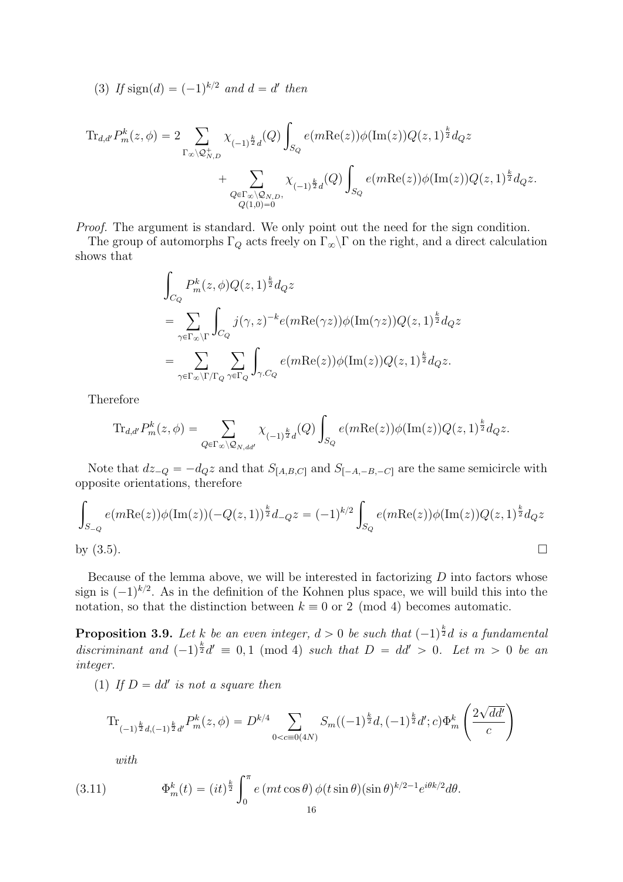(3) *If* $\mathrm{sign}(d) = (-1)^{k/2}$ *and* $d = d'$ *then*

$$\mathrm{Tr}_{d,d'} P_m^k(z,\phi) = 2 \sum_{\Gamma_\infty \backslash \mathcal{Q}_{N,D}^+} \chi_{(-1)^{\frac{k}{2}} d}(Q) \int_{S_Q} e(m\mathrm{Re}(z))\phi(\mathrm{Im}(z)) Q(z,1)^{\frac{k}{2}} d_Q z$$
$$+ \sum_{\substack{Q \in \Gamma_\infty \backslash \mathcal{Q}_{N,D}, \\ Q(1,0)=0}} \chi_{(-1)^{\frac{k}{2}} d}(Q) \int_{S_Q} e(m\mathrm{Re}(z))\phi(\mathrm{Im}(z)) Q(z,1)^{\frac{k}{2}} d_Q z.$$

*Proof.* The argument is standard. We only point out the need for the sign condition.

The group of automorphs $\Gamma_Q$ acts freely on $\Gamma_\infty \backslash \Gamma$ on the right, and a direct calculation shows that

$$\int_{C_Q} P_m^k(z,\phi) Q(z,1)^{\frac{k}{2}} d_Q z$$
$$= \sum_{\gamma \in \Gamma_\infty \backslash \Gamma} \int_{C_Q} j(\gamma,z)^{-k} e(m\mathrm{Re}(\gamma z))\phi(\mathrm{Im}(\gamma z)) Q(z,1)^{\frac{k}{2}} d_Q z$$
$$= \sum_{\gamma \in \Gamma_\infty \backslash \Gamma / \Gamma_Q} \sum_{\gamma \in \Gamma_Q} \int_{\gamma . C_Q} e(m\mathrm{Re}(z))\phi(\mathrm{Im}(z)) Q(z,1)^{\frac{k}{2}} d_Q z.$$

Therefore

$$\mathrm{Tr}_{d,d'} P_m^k(z,\phi) = \sum_{Q \in \Gamma_\infty \backslash \mathcal{Q}_{N,dd'}} \chi_{(-1)^{\frac{k}{2}} d}(Q) \int_{S_Q} e(m\mathrm{Re}(z))\phi(\mathrm{Im}(z)) Q(z,1)^{\frac{k}{2}} d_Q z.$$

Note that $dz_{-Q} = -d_Q z$ and that $S_{[A,B,C]}$ and $S_{[-A,-B,-C]}$ are the same semicircle with opposite orientations, therefore

$$\int_{S_{-Q}} e(m\mathrm{Re}(z))\phi(\mathrm{Im}(z))(-Q(z,1))^{\frac{k}{2}} d_{-Q} z = (-1)^{k/2} \int_{S_Q} e(m\mathrm{Re}(z))\phi(\mathrm{Im}(z)) Q(z,1)^{\frac{k}{2}} d_Q z$$

by (3.5). $\square$

Because of the lemma above, we will be interested in factorizing $D$ into factors whose sign is $(-1)^{k/2}$. As in the definition of the Kohnen plus space, we will build this into the notation, so that the distinction between $k \equiv 0$ or $2 \pmod 4$ becomes automatic.

**Proposition 3.9.** *Let $k$ be an even integer, $d > 0$ be such that $(-1)^{\frac{k}{2}} d$ is a fundamental discriminant and $(-1)^{\frac{k}{2}} d' \equiv 0, 1 \pmod 4$ such that $D = dd' > 0$. Let $m > 0$ be an integer.*

(1) *If $D = dd'$ is not a square then*

$$\mathrm{Tr}_{(-1)^{\frac{k}{2}} d, (-1)^{\frac{k}{2}} d'} P_m^k(z,\phi) = D^{k/4} \sum_{0 < c \equiv 0 (4N)} S_m((-1)^{\frac{k}{2}} d, (-1)^{\frac{k}{2}} d'; c) \Phi_m^k\left(\frac{2\sqrt{dd'}}{c}\right)$$

*with*

$$\Phi_m^k(t) = (it)^{\frac{k}{2}} \int_0^\pi e(mt\cos\theta)\,\phi(t\sin\theta)(\sin\theta)^{k/2-1} e^{i\theta k/2} d\theta. \tag{3.11}$$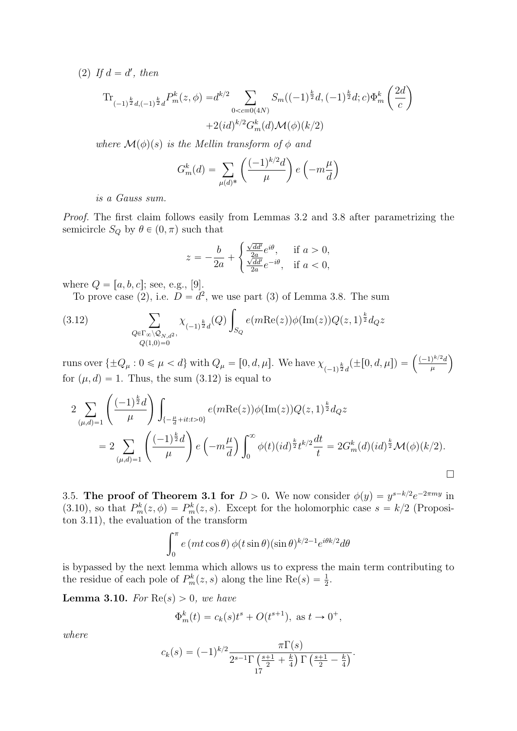(2) *If $d = d'$, then*

$$\mathrm{Tr}_{(-1)^{\frac{k}{2}}d,(-1)^{\frac{k}{2}}d} P_m^k(z,\phi) = d^{k/2} \sum_{0<c\equiv 0(4N)} S_m((-1)^{\frac{k}{2}}d,(-1)^{\frac{k}{2}}d;c)\Phi_m^k\left(\frac{2d}{c}\right) + 2(id)^{k/2} G_m^k(d)\mathcal{M}(\phi)(k/2)$$

*where $\mathcal{M}(\phi)(s)$ is the Mellin transform of $\phi$ and*

$$G_m^k(d) = \sum_{\mu(d)^*} \left(\frac{(-1)^{k/2}d}{\mu}\right) e\left(-m\frac{\mu}{d}\right)$$

*is a Gauss sum.*

*Proof.* The first claim follows easily from Lemmas 3.2 and 3.8 after parametrizing the semicircle $S_Q$ by $\theta \in (0,\pi)$ such that

$$z = -\frac{b}{2a} + \begin{cases} \frac{\sqrt{dd'}}{2a} e^{i\theta}, & \text{if } a > 0, \\ \frac{\sqrt{dd'}}{2a} e^{-i\theta}, & \text{if } a < 0, \end{cases}$$

where $Q = [a,b,c]$; see, e.g., [9].

To prove case (2), i.e. $D = d^2$, we use part (3) of Lemma 3.8. The sum

$$\sum_{\substack{Q\in\Gamma_\infty\backslash\mathcal{Q}_{N,d^2},\\ Q(1,0)=0}} \chi_{(-1)^{\frac{k}{2}}d}(Q) \int_{S_Q} e(m\mathrm{Re}(z))\phi(\mathrm{Im}(z))Q(z,1)^{\frac{k}{2}} d_Q z \tag{3.12}$$

runs over $\{\pm Q_\mu : 0 \leqslant \mu < d\}$ with $Q_\mu = [0,d,\mu]$. We have $\chi_{(-1)^{\frac{k}{2}}d}(\pm[0,d,\mu]) = \left(\frac{(-1)^{k/2}d}{\mu}\right)$ for $(\mu,d) = 1$. Thus, the sum (3.12) is equal to

$$\begin{aligned}
&2\sum_{(\mu,d)=1} \left(\frac{(-1)^{\frac{k}{2}}d}{\mu}\right) \int_{\{-\frac{\mu}{d}+it:t>0\}} e(m\mathrm{Re}(z))\phi(\mathrm{Im}(z))Q(z,1)^{\frac{k}{2}} d_Q z \\
&\quad = 2\sum_{(\mu,d)=1} \left(\frac{(-1)^{\frac{k}{2}}d}{\mu}\right) e\left(-m\frac{\mu}{d}\right) \int_0^\infty \phi(t)(id)^{\frac{k}{2}} t^{k/2}\frac{dt}{t} = 2G_m^k(d)(id)^{\frac{k}{2}}\mathcal{M}(\phi)(k/2).
\end{aligned}$$

□

3.5. **The proof of Theorem 3.1 for $D > 0$.** We now consider $\phi(y) = y^{s-k/2}e^{-2\pi m y}$ in (3.10), so that $P_m^k(z,\phi) = P_m^k(z,s)$. Except for the holomorphic case $s = k/2$ (Propositon 3.11), the evaluation of the transform

$$\int_0^\pi e\left(mt\cos\theta\right)\phi(t\sin\theta)(\sin\theta)^{k/2-1}e^{i\theta k/2}d\theta$$

is bypassed by the next lemma which allows us to express the main term contributing to the residue of each pole of $P_m^k(z,s)$ along the line $\mathrm{Re}(s) = \frac{1}{2}$.

**Lemma 3.10.** *For $\mathrm{Re}(s) > 0$, we have*

$$\Phi_m^k(t) = c_k(s)t^s + O(t^{s+1}), \text{ as } t \to 0^+,$$

*where*

$$c_k(s) = (-1)^{k/2}\frac{\pi\Gamma(s)}{2^{s-1}\Gamma\left(\frac{s+1}{2}+\frac{k}{4}\right)\Gamma\left(\frac{s+1}{2}-\frac{k}{4}\right)}.$$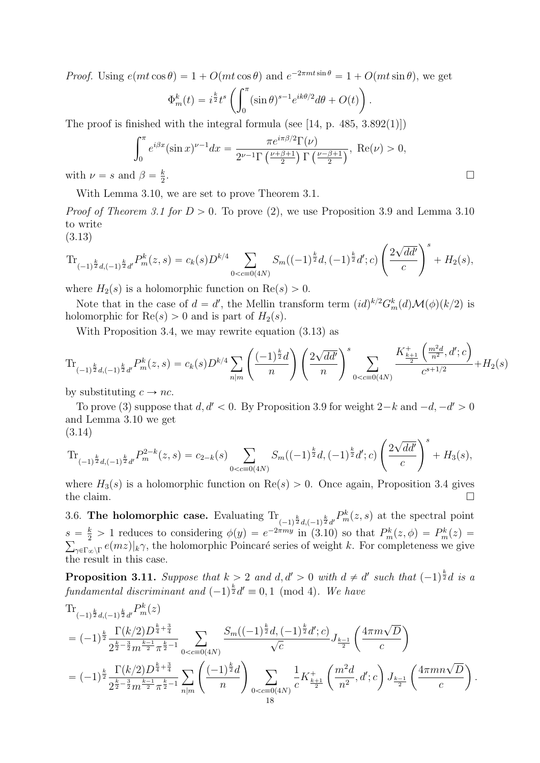*Proof.* Using $e(mt\cos\theta) = 1 + O(mt\cos\theta)$ and $e^{-2\pi mt\sin\theta} = 1 + O(mt\sin\theta)$, we get

$$\Phi_m^k(t) = i^{\frac{k}{2}} t^s \left( \int_0^\pi (\sin\theta)^{s-1} e^{ik\theta/2} d\theta + O(t) \right).$$

The proof is finished with the integral formula (see [14, p. 485, 3.892(1)])

$$\int_0^\pi e^{i\beta x} (\sin x)^{\nu-1} dx = \frac{\pi e^{i\pi\beta/2}\Gamma(\nu)}{2^{\nu-1}\Gamma\left(\frac{\nu+\beta+1}{2}\right)\Gamma\left(\frac{\nu-\beta+1}{2}\right)}, \ \mathrm{Re}(\nu) > 0,$$

with $\nu = s$ and $\beta = \frac{k}{2}$. □

With Lemma 3.10, we are set to prove Theorem 3.1.

*Proof of Theorem 3.1 for $D > 0$.* To prove (2), we use Proposition 3.9 and Lemma 3.10 to write

(3.13)

$$\mathrm{Tr}_{(-1)^{\frac{k}{2}}d,(-1)^{\frac{k}{2}}d'} P_m^k(z,s) = c_k(s) D^{k/4} \sum_{0<c\equiv 0(4N)} S_m((-1)^{\frac{k}{2}}d, (-1)^{\frac{k}{2}}d'; c) \left(\frac{2\sqrt{dd'}}{c}\right)^s + H_2(s),$$

where $H_2(s)$ is a holomorphic function on $\mathrm{Re}(s) > 0$.

Note that in the case of $d = d'$, the Mellin transform term $(id)^{k/2} G_m^k(d)\mathcal{M}(\phi)(k/2)$ is holomorphic for $\mathrm{Re}(s) > 0$ and is part of $H_2(s)$.

With Proposition 3.4, we may rewrite equation (3.13) as

$$\mathrm{Tr}_{(-1)^{\frac{k}{2}}d,(-1)^{\frac{k}{2}}d'} P_m^k(z,s) = c_k(s) D^{k/4} \sum_{n|m} \left(\frac{(-1)^{\frac{k}{2}}d}{n}\right) \left(\frac{2\sqrt{dd'}}{n}\right)^s \sum_{0<c\equiv 0(4N)} \frac{K^+_{\frac{k+1}{2}}\left(\frac{m^2 d}{n^2}, d'; c\right)}{c^{s+1/2}} + H_2(s)$$

by substituting $c \to nc$.

To prove (3) suppose that $d, d' < 0$. By Proposition 3.9 for weight $2-k$ and $-d, -d' > 0$ and Lemma 3.10 we get

(3.14)

$$\mathrm{Tr}_{(-1)^{\frac{k}{2}}d,(-1)^{\frac{k}{2}}d'} P_m^{2-k}(z,s) = c_{2-k}(s) \sum_{0<c\equiv 0(4N)} S_m((-1)^{\frac{k}{2}}d, (-1)^{\frac{k}{2}}d'; c) \left(\frac{2\sqrt{dd'}}{c}\right)^s + H_3(s),$$

where $H_3(s)$ is a holomorphic function on $\mathrm{Re}(s) > 0$. Once again, Proposition 3.4 gives the claim. □

3.6. **The holomorphic case.** Evaluating $\mathrm{Tr}_{(-1)^{\frac{k}{2}}d,(-1)^{\frac{k}{2}}d'} P_m^k(z,s)$ at the spectral point $s = \frac{k}{2} > 1$ reduces to considering $\phi(y) = e^{-2\pi my}$ in (3.10) so that $P_m^k(z,\phi) = P_m^k(z) = \sum_{\gamma\in\Gamma_\infty\backslash\Gamma} e(mz)|_k\gamma$, the holomorphic Poincaré series of weight $k$. For completeness we give the result in this case.

**Proposition 3.11.** *Suppose that $k > 2$ and $d, d' > 0$ with $d \neq d'$ such that $(-1)^{\frac{k}{2}}d$ is a fundamental discriminant and $(-1)^{\frac{k}{2}}d' \equiv 0, 1 \pmod 4$. We have*

$$\begin{aligned}
&\mathrm{Tr}_{(-1)^{\frac{k}{2}}d,(-1)^{\frac{k}{2}}d'} P_m^k(z) \\
&= (-1)^{\frac{k}{2}} \frac{\Gamma(k/2) D^{\frac{k}{4}+\frac{3}{4}}}{2^{\frac{k}{2}-\frac{3}{2}} m^{\frac{k-1}{2}} \pi^{\frac{k}{2}-1}} \sum_{0<c\equiv 0(4N)} \frac{S_m((-1)^{\frac{k}{2}}d, (-1)^{\frac{k}{2}}d'; c)}{\sqrt{c}} J_{\frac{k-1}{2}}\left(\frac{4\pi m\sqrt{D}}{c}\right) \\
&= (-1)^{\frac{k}{2}} \frac{\Gamma(k/2) D^{\frac{k}{4}+\frac{3}{4}}}{2^{\frac{k}{2}-\frac{3}{2}} m^{\frac{k-1}{2}} \pi^{\frac{k}{2}-1}} \sum_{n|m} \left(\frac{(-1)^{\frac{k}{2}}d}{n}\right) \sum_{0<c\equiv 0(4N)} \frac{1}{c} K^+_{\frac{k+1}{2}}\left(\frac{m^2 d}{n^2}, d'; c\right) J_{\frac{k-1}{2}}\left(\frac{4\pi mn\sqrt{D}}{c}\right).
\end{aligned}$$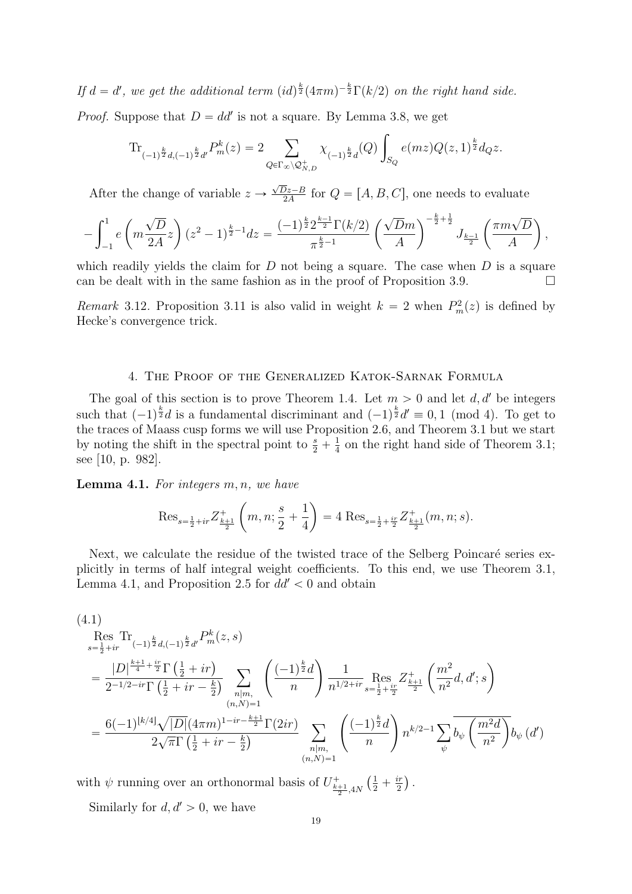*If $d = d'$, we get the additional term $(id)^{\frac{k}{2}}(4\pi m)^{-\frac{k}{2}}\Gamma(k/2)$ on the right hand side.*

*Proof.* Suppose that $D = dd'$ is not a square. By Lemma 3.8, we get

$$\mathrm{Tr}_{(-1)^{\frac{k}{2}}d,(-1)^{\frac{k}{2}}d'} P_m^k(z) = 2 \sum_{Q \in \Gamma_\infty \backslash \mathcal{Q}_{N,D}^+} \chi_{(-1)^{\frac{k}{2}}d}(Q) \int_{S_Q} e(mz) Q(z,1)^{\frac{k}{2}} d_Q z.$$

After the change of variable $z \to \frac{\sqrt{D}z - B}{2A}$ for $Q = [A, B, C]$, one needs to evaluate

$$-\int_{-1}^{1} e\left(m \frac{\sqrt{D}}{2A} z\right) (z^2 - 1)^{\frac{k}{2}-1} dz = \frac{(-1)^{\frac{k}{2}} 2^{\frac{k-1}{2}} \Gamma(k/2)}{\pi^{\frac{k}{2}-1}} \left(\frac{\sqrt{D}m}{A}\right)^{-\frac{k}{2}+\frac{1}{2}} J_{\frac{k-1}{2}}\left(\frac{\pi m \sqrt{D}}{A}\right),$$

which readily yields the claim for $D$ not being a square. The case when $D$ is a square can be dealt with in the same fashion as in the proof of Proposition 3.9. $\square$

*Remark* 3.12. Proposition 3.11 is also valid in weight $k = 2$ when $P_m^2(z)$ is defined by Hecke's convergence trick.

## 4. The Proof of the Generalized Katok-Sarnak Formula

The goal of this section is to prove Theorem 1.4. Let $m > 0$ and let $d, d'$ be integers such that $(-1)^{\frac{k}{2}}d$ is a fundamental discriminant and $(-1)^{\frac{k}{2}}d' \equiv 0, 1 \pmod 4$. To get to the traces of Maass cusp forms we will use Proposition 2.6, and Theorem 3.1 but we start by noting the shift in the spectral point to $\frac{s}{2} + \frac{1}{4}$ on the right hand side of Theorem 3.1; see [10, p. 982].

**Lemma 4.1.** *For integers $m, n$, we have*

$$\mathrm{Res}_{s=\frac{1}{2}+ir} Z_{\frac{k+1}{2}}^+\left(m, n; \frac{s}{2} + \frac{1}{4}\right) = 4\, \mathrm{Res}_{s=\frac{1}{2}+\frac{ir}{2}} Z_{\frac{k+1}{2}}^+(m, n; s).$$

Next, we calculate the residue of the twisted trace of the Selberg Poincaré series explicitly in terms of half integral weight coefficients. To this end, we use Theorem 3.1, Lemma 4.1, and Proposition 2.5 for $dd' < 0$ and obtain

(4.1)

$$\begin{aligned}
&\mathop{\mathrm{Res}}_{s=\frac{1}{2}+ir} \mathrm{Tr}_{(-1)^{\frac{k}{2}}d,(-1)^{\frac{k}{2}}d'} P_m^k(z,s) \\
&= \frac{|D|^{\frac{k+1}{4}+\frac{ir}{2}} \Gamma\left(\frac{1}{2}+ir\right)}{2^{-1/2-ir}\Gamma\left(\frac{1}{2}+ir-\frac{k}{2}\right)} \sum_{\substack{n|m,\\(n,N)=1}} \left(\frac{(-1)^{\frac{k}{2}}d}{n}\right) \frac{1}{n^{1/2+ir}} \mathop{\mathrm{Res}}_{s=\frac{1}{2}+\frac{ir}{2}} Z_{\frac{k+1}{2}}^+\left(\frac{m^2}{n^2}d, d'; s\right) \\
&= \frac{6(-1)^{\lfloor k/4 \rfloor}\sqrt{|D|}(4\pi m)^{1-ir-\frac{k+1}{2}}\Gamma(2ir)}{2\sqrt{\pi}\Gamma\left(\frac{1}{2}+ir-\frac{k}{2}\right)} \sum_{\substack{n|m,\\(n,N)=1}} \left(\frac{(-1)^{\frac{k}{2}}d}{n}\right) n^{k/2-1} \sum_{\psi} \overline{b_\psi\left(\frac{m^2 d}{n^2}\right)} b_\psi(d')
\end{aligned}$$

with $\psi$ running over an orthonormal basis of $U_{\frac{k+1}{2},4N}^+\left(\frac{1}{2}+\frac{ir}{2}\right)$.

Similarly for $d, d' > 0$, we have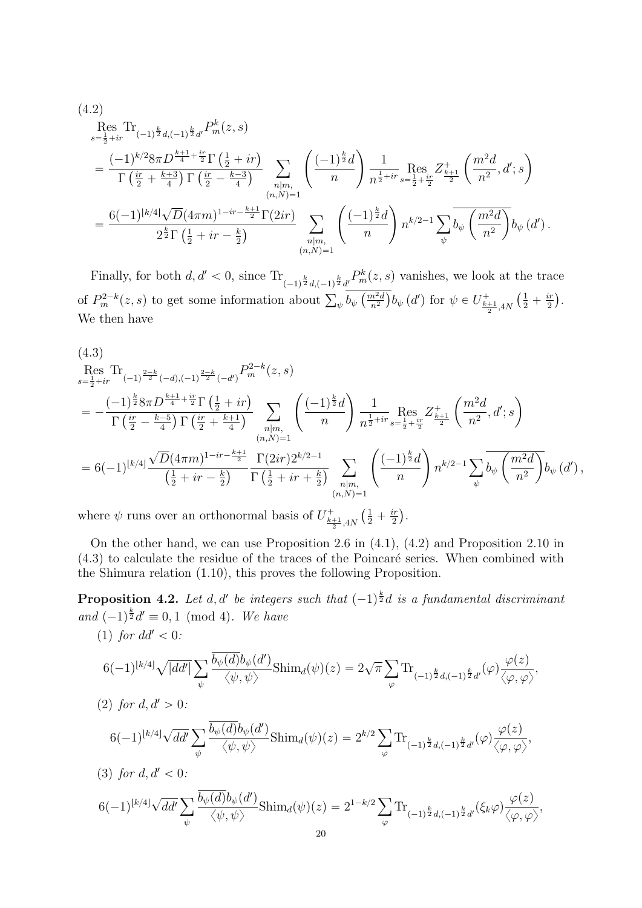(4.2)

$$
\begin{aligned}
&\operatorname*{Res}_{s=\frac{1}{2}+ir} \operatorname{Tr}_{(-1)^{\frac{k}{2}}d,(-1)^{\frac{k}{2}}d'} P_m^k(z,s) \\
&= \frac{(-1)^{k/2} 8\pi D^{\frac{k+1}{4}+\frac{ir}{2}} \Gamma\left(\frac{1}{2}+ir\right)}{\Gamma\left(\frac{ir}{2}+\frac{k+3}{4}\right)\Gamma\left(\frac{ir}{2}-\frac{k-3}{4}\right)} \sum_{\substack{n|m,\\ (n,N)=1}} \left(\frac{(-1)^{\frac{k}{2}}d}{n}\right) \frac{1}{n^{\frac{1}{2}+ir}} \operatorname*{Res}_{s=\frac{1}{2}+\frac{ir}{2}} Z^+_{\frac{k+1}{2}}\left(\frac{m^2 d}{n^2}, d'; s\right) \\
&= \frac{6(-1)^{\lfloor k/4 \rfloor}\sqrt{D}(4\pi m)^{1-ir-\frac{k+1}{2}}\Gamma(2ir)}{2^{\frac{k}{2}}\Gamma\left(\frac{1}{2}+ir-\frac{k}{2}\right)} \sum_{\substack{n|m,\\ (n,N)=1}} \left(\frac{(-1)^{\frac{k}{2}}d}{n}\right) n^{k/2-1} \sum_{\psi} \overline{b_\psi\left(\frac{m^2 d}{n^2}\right)} b_\psi(d').
\end{aligned}
$$

Finally, for both $d, d' < 0$, since $\operatorname{Tr}_{(-1)^{\frac{k}{2}}d,(-1)^{\frac{k}{2}}d'} P_m^k(z,s)$ vanishes, we look at the trace of $P_m^{2-k}(z,s)$ to get some information about $\sum_\psi \overline{b_\psi\left(\frac{m^2d}{n^2}\right)} b_\psi(d')$ for $\psi \in U^+_{\frac{k+1}{2},4N}\left(\frac{1}{2}+\frac{ir}{2}\right)$. We then have

(4.3)

$$
\begin{aligned}
&\operatorname*{Res}_{s=\frac{1}{2}+ir} \operatorname{Tr}_{(-1)^{\frac{2-k}{2}}(-d),(-1)^{\frac{2-k}{2}}(-d')} P_m^{2-k}(z,s) \\
&= -\frac{(-1)^{\frac{k}{2}} 8\pi D^{\frac{k+1}{4}+\frac{ir}{2}} \Gamma\left(\frac{1}{2}+ir\right)}{\Gamma\left(\frac{ir}{2}-\frac{k-5}{4}\right)\Gamma\left(\frac{ir}{2}+\frac{k+1}{4}\right)} \sum_{\substack{n|m,\\ (n,N)=1}} \left(\frac{(-1)^{\frac{k}{2}}d}{n}\right) \frac{1}{n^{\frac{1}{2}+ir}} \operatorname*{Res}_{s=\frac{1}{2}+\frac{ir}{2}} Z^+_{\frac{k+1}{2}}\left(\frac{m^2 d}{n^2}, d'; s\right) \\
&= 6(-1)^{\lfloor k/4 \rfloor} \frac{\sqrt{D}(4\pi m)^{1-ir-\frac{k+1}{2}}}{\left(\frac{1}{2}+ir-\frac{k}{2}\right)} \frac{\Gamma(2ir) 2^{k/2-1}}{\Gamma\left(\frac{1}{2}+ir+\frac{k}{2}\right)} \sum_{\substack{n|m,\\ (n,N)=1}} \left(\frac{(-1)^{\frac{k}{2}}d}{n}\right) n^{k/2-1} \sum_{\psi} \overline{b_\psi\left(\frac{m^2 d}{n^2}\right)} b_\psi(d'),
\end{aligned}
$$

where $\psi$ runs over an orthonormal basis of $U^+_{\frac{k+1}{2},4N}\left(\frac{1}{2}+\frac{ir}{2}\right)$.

On the other hand, we can use Proposition 2.6 in (4.1), (4.2) and Proposition 2.10 in (4.3) to calculate the residue of the traces of the Poincaré series. When combined with the Shimura relation (1.10), this proves the following Proposition.

**Proposition 4.2.** *Let $d, d'$ be integers such that $(-1)^{\frac{k}{2}}d$ is a fundamental discriminant and $(-1)^{\frac{k}{2}}d' \equiv 0, 1 \pmod 4$. We have*

(1) *for $dd' < 0$:*

$$
6(-1)^{\lfloor k/4 \rfloor}\sqrt{|dd'|} \sum_\psi \frac{\overline{b_\psi(d)} b_\psi(d')}{\langle \psi, \psi \rangle} \operatorname{Shim}_d(\psi)(z) = 2\sqrt{\pi} \sum_\varphi \operatorname{Tr}_{(-1)^{\frac{k}{2}}d,(-1)^{\frac{k}{2}}d'}(\varphi) \frac{\varphi(z)}{\langle \varphi, \varphi \rangle},
$$

(2) *for $d, d' > 0$:*

$$
6(-1)^{\lfloor k/4 \rfloor}\sqrt{dd'} \sum_\psi \frac{\overline{b_\psi(d)} b_\psi(d')}{\langle \psi, \psi \rangle} \operatorname{Shim}_d(\psi)(z) = 2^{k/2} \sum_\varphi \operatorname{Tr}_{(-1)^{\frac{k}{2}}d,(-1)^{\frac{k}{2}}d'}(\varphi) \frac{\varphi(z)}{\langle \varphi, \varphi \rangle},
$$

(3) *for $d, d' < 0$:*

$$
6(-1)^{\lfloor k/4 \rfloor}\sqrt{dd'} \sum_\psi \frac{\overline{b_\psi(d)} b_\psi(d')}{\langle \psi, \psi \rangle} \operatorname{Shim}_d(\psi)(z) = 2^{1-k/2} \sum_\varphi \operatorname{Tr}_{(-1)^{\frac{k}{2}}d,(-1)^{\frac{k}{2}}d'}(\xi_k\varphi) \frac{\varphi(z)}{\langle \varphi, \varphi \rangle},
$$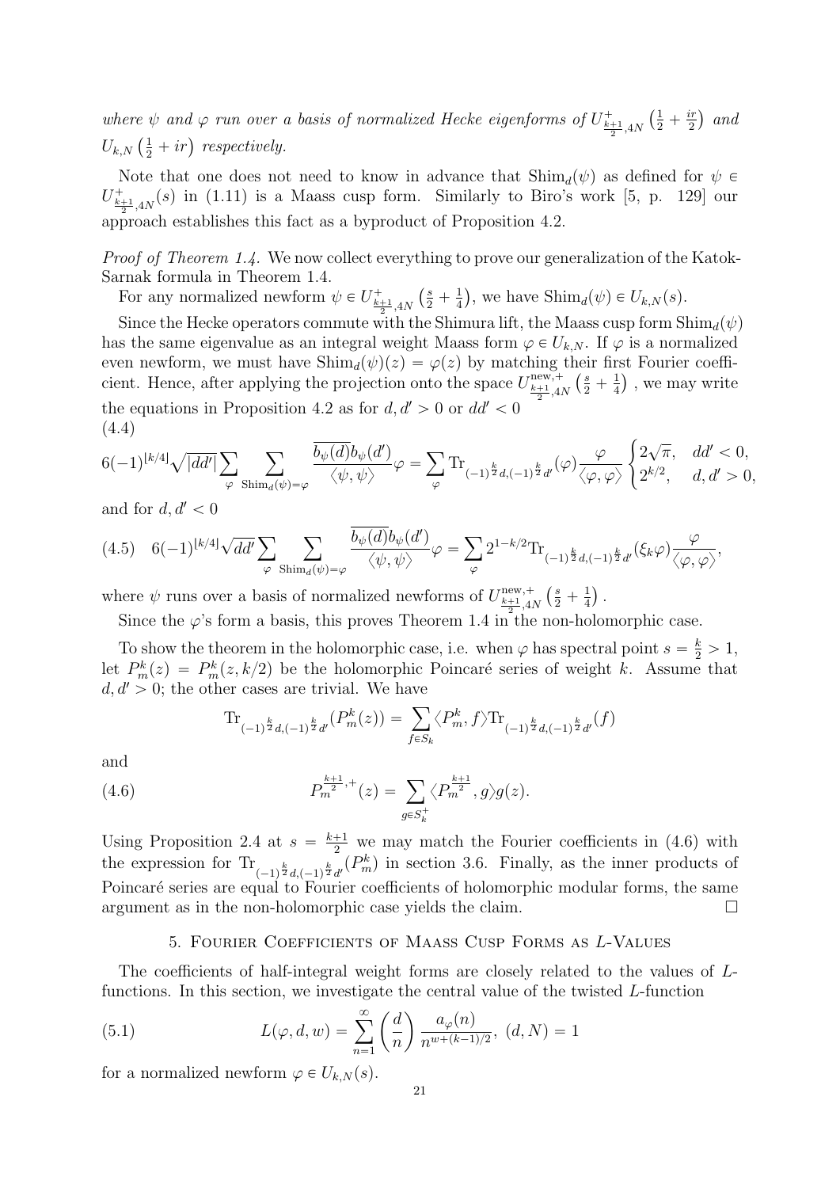*where $\psi$ and $\varphi$ run over a basis of normalized Hecke eigenforms of $U^+_{\frac{k+1}{2},4N}\left(\frac{1}{2}+\frac{ir}{2}\right)$ and $U_{k,N}\left(\frac{1}{2}+ir\right)$ respectively.*

Note that one does not need to know in advance that $\mathrm{Shim}_d(\psi)$ as defined for $\psi \in U^+_{\frac{k+1}{2},4N}(s)$ in (1.11) is a Maass cusp form. Similarly to Biro's work [5, p. 129] our approach establishes this fact as a byproduct of Proposition 4.2.

*Proof of Theorem 1.4.* We now collect everything to prove our generalization of the Katok-Sarnak formula in Theorem 1.4.

For any normalized newform $\psi \in U^+_{\frac{k+1}{2},4N}\left(\frac{s}{2}+\frac{1}{4}\right)$, we have $\mathrm{Shim}_d(\psi) \in U_{k,N}(s)$.

Since the Hecke operators commute with the Shimura lift, the Maass cusp form $\mathrm{Shim}_d(\psi)$ has the same eigenvalue as an integral weight Maass form $\varphi \in U_{k,N}$. If $\varphi$ is a normalized even newform, we must have $\mathrm{Shim}_d(\psi)(z) = \varphi(z)$ by matching their first Fourier coefficient. Hence, after applying the projection onto the space $U^{\mathrm{new},+}_{\frac{k+1}{2},4N}\left(\frac{s}{2}+\frac{1}{4}\right)$, we may write the equations in Proposition 4.2 as for $d, d' > 0$ or $dd' < 0$

(4.4)
$$6(-1)^{\lfloor k/4\rfloor}\sqrt{|dd'|}\sum_{\varphi}\sum_{\mathrm{Shim}_d(\psi)=\varphi}\frac{\overline{b_\psi(d)}b_\psi(d')}{\langle\psi,\psi\rangle}\varphi = \sum_{\varphi}\mathrm{Tr}_{(-1)^{\frac{k}{2}}d,(-1)^{\frac{k}{2}}d'}(\varphi)\frac{\varphi}{\langle\varphi,\varphi\rangle}\begin{cases}2\sqrt{\pi}, & dd'<0,\\ 2^{k/2}, & d,d'>0,\end{cases}$$

and for $d, d' < 0$

$$6(-1)^{\lfloor k/4\rfloor}\sqrt{dd'}\sum_{\varphi}\sum_{\mathrm{Shim}_d(\psi)=\varphi}\frac{\overline{b_\psi(d)}b_\psi(d')}{\langle\psi,\psi\rangle}\varphi = \sum_{\varphi}2^{1-k/2}\mathrm{Tr}_{(-1)^{\frac{k}{2}}d,(-1)^{\frac{k}{2}}d'}(\xi_k\varphi)\frac{\varphi}{\langle\varphi,\varphi\rangle}, \tag{4.5}$$

where $\psi$ runs over a basis of normalized newforms of $U^{\mathrm{new},+}_{\frac{k+1}{2},4N}\left(\frac{s}{2}+\frac{1}{4}\right)$.

Since the $\varphi$'s form a basis, this proves Theorem 1.4 in the non-holomorphic case.

To show the theorem in the holomorphic case, i.e. when $\varphi$ has spectral point $s = \frac{k}{2} > 1$, let $P^k_m(z) = P^k_m(z, k/2)$ be the holomorphic Poincaré series of weight $k$. Assume that $d, d' > 0$; the other cases are trivial. We have

$$\mathrm{Tr}_{(-1)^{\frac{k}{2}}d,(-1)^{\frac{k}{2}}d'}(P^k_m(z)) = \sum_{f\in S_k}\langle P^k_m, f\rangle \mathrm{Tr}_{(-1)^{\frac{k}{2}}d,(-1)^{\frac{k}{2}}d'}(f)$$

and

$$P^{\frac{k+1}{2},+}_m(z) = \sum_{g\in S^+_k}\langle P^{\frac{k+1}{2}}_m, g\rangle g(z). \tag{4.6}$$

Using Proposition 2.4 at $s = \frac{k+1}{2}$ we may match the Fourier coefficients in (4.6) with the expression for $\mathrm{Tr}_{(-1)^{\frac{k}{2}}d,(-1)^{\frac{k}{2}}d'}(P^k_m)$ in section 3.6. Finally, as the inner products of Poincaré series are equal to Fourier coefficients of holomorphic modular forms, the same argument as in the non-holomorphic case yields the claim. $\square$

## 5. Fourier Coefficients of Maass Cusp Forms as L-Values

The coefficients of half-integral weight forms are closely related to the values of $L$-functions. In this section, we investigate the central value of the twisted $L$-function

$$L(\varphi, d, w) = \sum_{n=1}^{\infty}\left(\frac{d}{n}\right)\frac{a_\varphi(n)}{n^{w+(k-1)/2}},\ (d,N)=1 \tag{5.1}$$

for a normalized newform $\varphi \in U_{k,N}(s)$.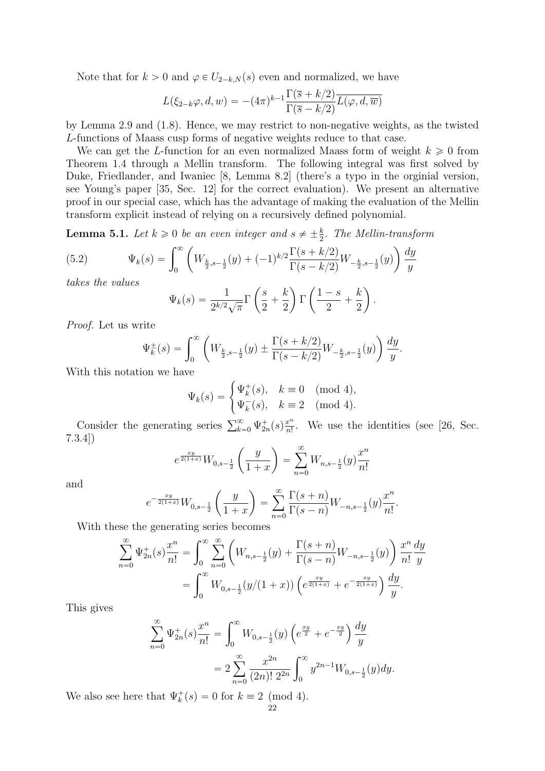Note that for $k > 0$ and $\varphi \in U_{2-k,N}(s)$ even and normalized, we have

$$L(\xi_{2-k}\varphi, d, w) = -(4\pi)^{k-1}\frac{\Gamma(\overline{s}+k/2)}{\Gamma(\overline{s}-k/2)}\overline{L(\varphi, d, \overline{w})}$$

by Lemma 2.9 and (1.8). Hence, we may restrict to non-negative weights, as the twisted $L$-functions of Maass cusp forms of negative weights reduce to that case.

We can get the $L$-function for an even normalized Maass form of weight $k \geqslant 0$ from Theorem 1.4 through a Mellin transform. The following integral was first solved by Duke, Friedlander, and Iwaniec [8, Lemma 8.2] (there's a typo in the orginial version, see Young's paper [35, Sec. 12] for the correct evaluation). We present an alternative proof in our special case, which has the advantage of making the evaluation of the Mellin transform explicit instead of relying on a recursively defined polynomial.

**Lemma 5.1.** *Let $k \geqslant 0$ be an even integer and $s \neq \pm\frac{k}{2}$. The Mellin-transform*

$$\Psi_k(s) = \int_0^\infty \left( W_{\frac{k}{2},s-\frac{1}{2}}(y) + (-1)^{k/2}\frac{\Gamma(s+k/2)}{\Gamma(s-k/2)}W_{-\frac{k}{2},s-\frac{1}{2}}(y)\right)\frac{dy}{y} \tag{5.2}$$

*takes the values*

$$\Psi_k(s) = \frac{1}{2^{k/2}\sqrt{\pi}}\Gamma\left(\frac{s}{2}+\frac{k}{2}\right)\Gamma\left(\frac{1-s}{2}+\frac{k}{2}\right).$$

*Proof.* Let us write

$$\Psi_k^{\pm}(s) = \int_0^\infty \left( W_{\frac{k}{2},s-\frac{1}{2}}(y) \pm \frac{\Gamma(s+k/2)}{\Gamma(s-k/2)}W_{-\frac{k}{2},s-\frac{1}{2}}(y)\right)\frac{dy}{y}.$$

With this notation we have

$$\Psi_k(s) = \begin{cases} \Psi_k^+(s), & k \equiv 0 \pmod 4, \\ \Psi_k^-(s), & k \equiv 2 \pmod 4. \end{cases}$$

Consider the generating series $\sum_{k=0}^{\infty}\Psi_{2n}^+(s)\frac{x^n}{n!}$. We use the identities (see [26, Sec. 7.3.4])

$$e^{\frac{xy}{2(1+x)}}W_{0,s-\frac{1}{2}}\left(\frac{y}{1+x}\right) = \sum_{n=0}^{\infty} W_{n,s-\frac{1}{2}}(y)\frac{x^n}{n!}$$

and

$$e^{-\frac{xy}{2(1+x)}}W_{0,s-\frac{1}{2}}\left(\frac{y}{1+x}\right) = \sum_{n=0}^{\infty} \frac{\Gamma(s+n)}{\Gamma(s-n)}W_{-n,s-\frac{1}{2}}(y)\frac{x^n}{n!}.$$

With these the generating series becomes

$$\begin{aligned}
\sum_{n=0}^{\infty}\Psi_{2n}^+(s)\frac{x^n}{n!} &= \int_0^\infty \sum_{n=0}^{\infty}\left(W_{n,s-\frac{1}{2}}(y) + \frac{\Gamma(s+n)}{\Gamma(s-n)}W_{-n,s-\frac{1}{2}}(y)\right)\frac{x^n}{n!}\frac{dy}{y} \\
&= \int_0^\infty W_{0,s-\frac{1}{2}}(y/(1+x))\left(e^{\frac{xy}{2(1+x)}} + e^{-\frac{xy}{2(1+x)}}\right)\frac{dy}{y}.
\end{aligned}$$

This gives

$$\begin{aligned}
\sum_{n=0}^{\infty}\Psi_{2n}^+(s)\frac{x^n}{n!} &= \int_0^\infty W_{0,s-\frac{1}{2}}(y)\left(e^{\frac{xy}{2}} + e^{-\frac{xy}{2}}\right)\frac{dy}{y} \\
&= 2\sum_{n=0}^{\infty}\frac{x^{2n}}{(2n)!\,2^{2n}}\int_0^\infty y^{2n-1}W_{0,s-\frac{1}{2}}(y)dy.
\end{aligned}$$

We also see here that $\Psi_k^+(s) = 0$ for $k \equiv 2 \pmod 4$.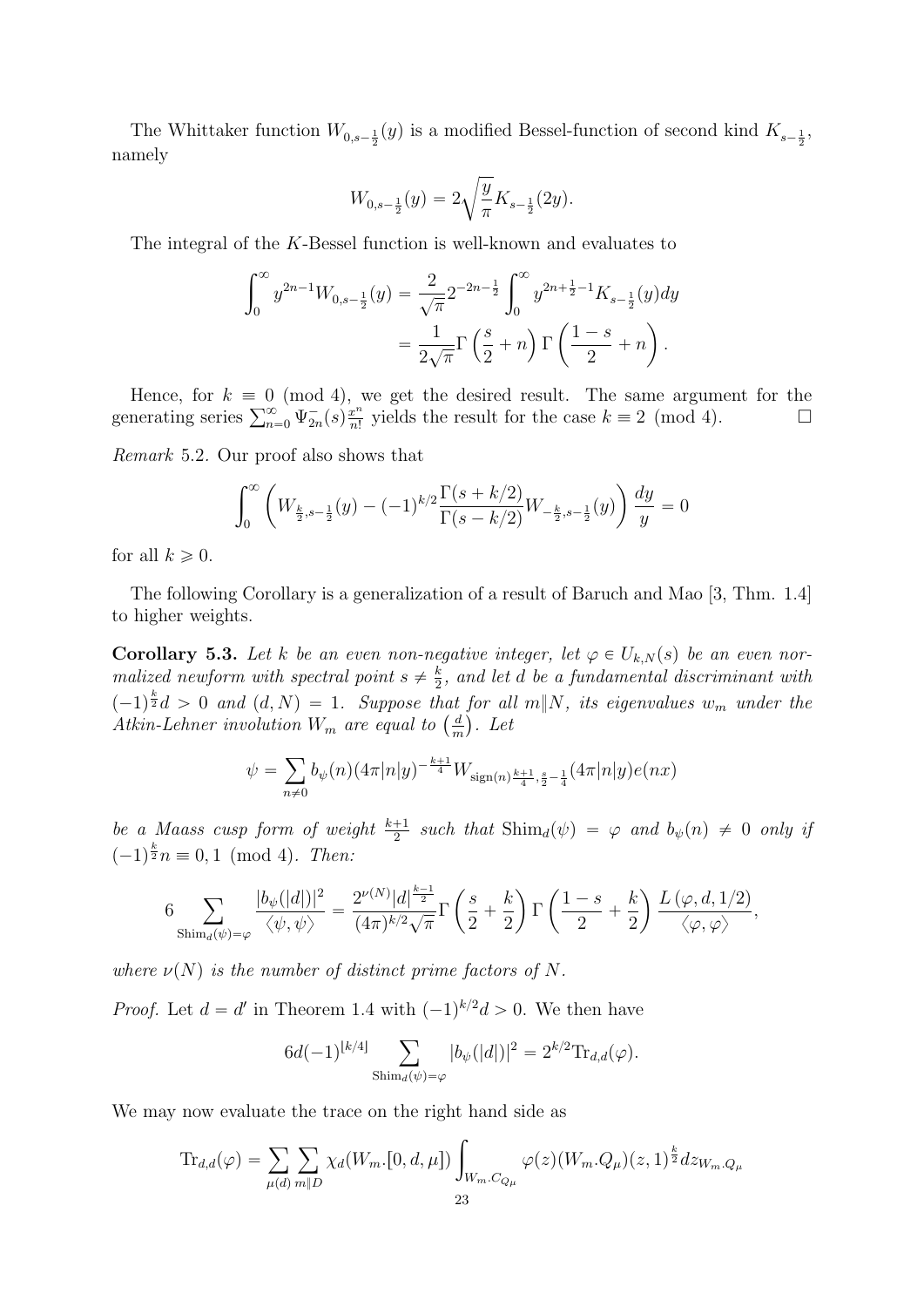The Whittaker function $W_{0,s-\frac{1}{2}}(y)$ is a modified Bessel-function of second kind $K_{s-\frac{1}{2}}$, namely

$$W_{0,s-\frac{1}{2}}(y) = 2\sqrt{\frac{y}{\pi}} K_{s-\frac{1}{2}}(2y).$$

The integral of the $K$-Bessel function is well-known and evaluates to

$$\begin{aligned}
\int_0^\infty y^{2n-1} W_{0,s-\frac{1}{2}}(y) &= \frac{2}{\sqrt{\pi}} 2^{-2n-\frac{1}{2}} \int_0^\infty y^{2n+\frac{1}{2}-1} K_{s-\frac{1}{2}}(y) dy \\
&= \frac{1}{2\sqrt{\pi}} \Gamma\left(\frac{s}{2}+n\right) \Gamma\left(\frac{1-s}{2}+n\right).
\end{aligned}$$

Hence, for $k \equiv 0 \pmod 4$, we get the desired result. The same argument for the generating series $\sum_{n=0}^\infty \Psi_{2n}^-(s) \frac{x^n}{n!}$ yields the result for the case $k \equiv 2 \pmod 4$. $\square$

*Remark* 5.2. Our proof also shows that

$$\int_0^\infty \left( W_{\frac{k}{2},s-\frac{1}{2}}(y) - (-1)^{k/2} \frac{\Gamma(s+k/2)}{\Gamma(s-k/2)} W_{-\frac{k}{2},s-\frac{1}{2}}(y) \right) \frac{dy}{y} = 0$$

for all $k \geqslant 0$.

The following Corollary is a generalization of a result of Baruch and Mao [3, Thm. 1.4] to higher weights.

**Corollary 5.3.** *Let $k$ be an even non-negative integer, let $\varphi \in U_{k,N}(s)$ be an even normalized newform with spectral point $s \neq \frac{k}{2}$, and let $d$ be a fundamental discriminant with $(-1)^{\frac{k}{2}} d > 0$ and $(d,N) = 1$. Suppose that for all $m \| N$, its eigenvalues $w_m$ under the Atkin-Lehner involution $W_m$ are equal to $\left(\frac{d}{m}\right)$. Let*

$$\psi = \sum_{n \neq 0} b_\psi(n) (4\pi|n|y)^{-\frac{k+1}{4}} W_{\mathrm{sign}(n)\frac{k+1}{4}, \frac{s}{2}-\frac{1}{4}}(4\pi|n|y) e(nx)$$

*be a Maass cusp form of weight $\frac{k+1}{2}$ such that $\mathrm{Shim}_d(\psi) = \varphi$ and $b_\psi(n) \neq 0$ only if $(-1)^{\frac{k}{2}} n \equiv 0, 1 \pmod 4$. Then:*

$$6 \sum_{\mathrm{Shim}_d(\psi)=\varphi} \frac{|b_\psi(|d|)|^2}{\langle \psi, \psi \rangle} = \frac{2^{\nu(N)} |d|^{\frac{k-1}{2}}}{(4\pi)^{k/2} \sqrt{\pi}} \Gamma\left(\frac{s}{2}+\frac{k}{2}\right) \Gamma\left(\frac{1-s}{2}+\frac{k}{2}\right) \frac{L(\varphi, d, 1/2)}{\langle \varphi, \varphi \rangle},$$

*where $\nu(N)$ is the number of distinct prime factors of $N$.*

*Proof.* Let $d = d'$ in Theorem 1.4 with $(-1)^{k/2} d > 0$. We then have

$$6d(-1)^{\lfloor k/4 \rfloor} \sum_{\mathrm{Shim}_d(\psi)=\varphi} |b_\psi(|d|)|^2 = 2^{k/2} \mathrm{Tr}_{d,d}(\varphi).$$

We may now evaluate the trace on the right hand side as

$$\mathrm{Tr}_{d,d}(\varphi) = \sum_{\mu(d)} \sum_{m \| D} \chi_d(W_m.[0,d,\mu]) \int_{W_m.C_{Q_\mu}} \varphi(z) (W_m.Q_\mu)(z,1)^{\frac{k}{2}} dz_{W_m.Q_\mu}$$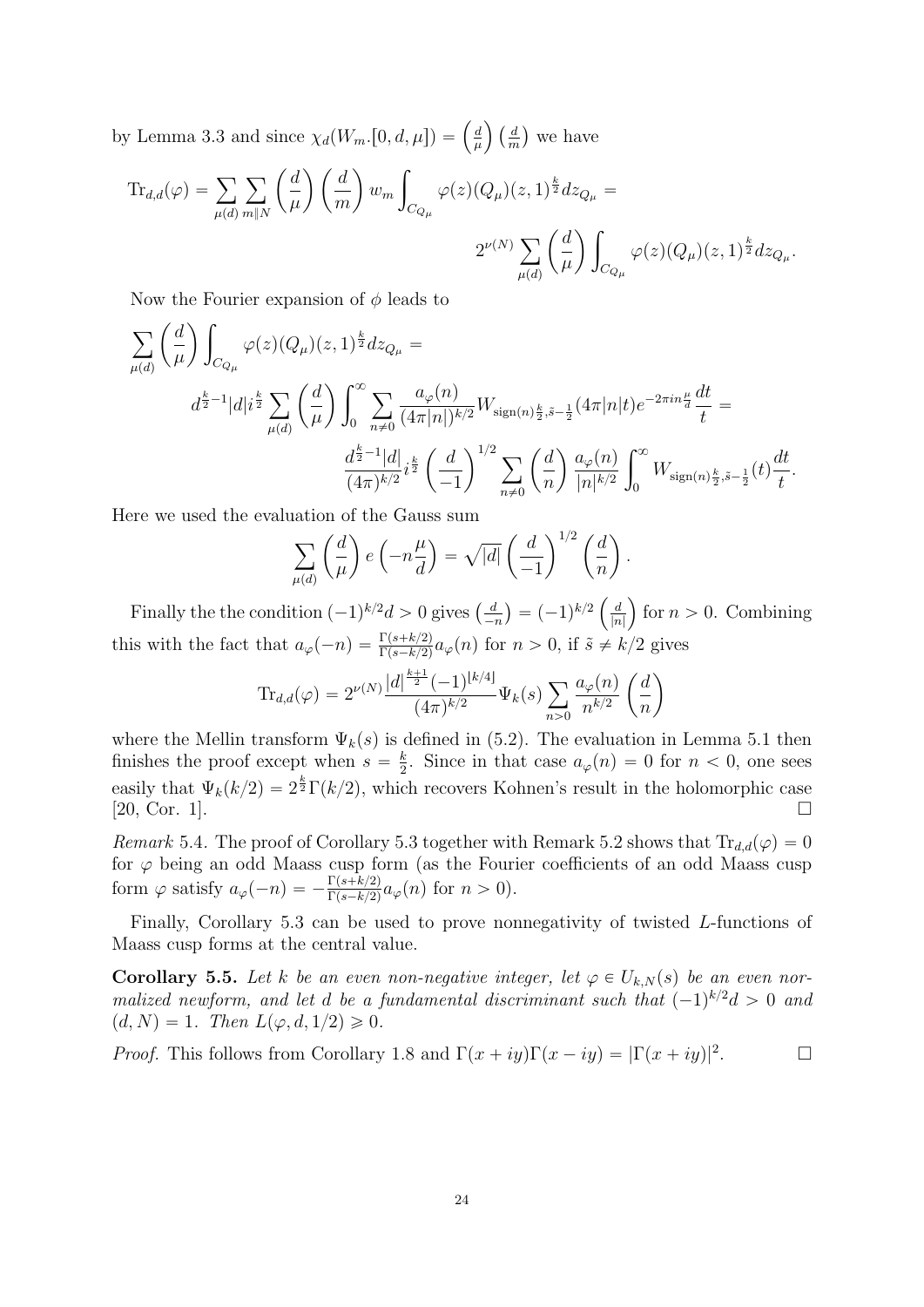by Lemma 3.3 and since $\chi_d(W_m.[0,d,\mu]) = \left(\frac{d}{\mu}\right)\left(\frac{d}{m}\right)$ we have

$$\mathrm{Tr}_{d,d}(\varphi) = \sum_{\mu(d)} \sum_{m \| N} \left(\frac{d}{\mu}\right)\left(\frac{d}{m}\right) w_m \int_{C_{Q_\mu}} \varphi(z)(Q_\mu)(z,1)^{\frac{k}{2}} dz_{Q_\mu} = 2^{\nu(N)} \sum_{\mu(d)} \left(\frac{d}{\mu}\right) \int_{C_{Q_\mu}} \varphi(z)(Q_\mu)(z,1)^{\frac{k}{2}} dz_{Q_\mu}.$$

Now the Fourier expansion of $\phi$ leads to

$$\sum_{\mu(d)} \left(\frac{d}{\mu}\right) \int_{C_{Q_\mu}} \varphi(z)(Q_\mu)(z,1)^{\frac{k}{2}} dz_{Q_\mu} = d^{\frac{k}{2}-1}|d| i^{\frac{k}{2}} \sum_{\mu(d)} \left(\frac{d}{\mu}\right) \int_0^\infty \sum_{n \neq 0} \frac{a_\varphi(n)}{(4\pi|n|)^{k/2}} W_{\mathrm{sign}(n)\frac{k}{2}, \tilde{s}-\frac{1}{2}}(4\pi|n|t) e^{-2\pi i n \frac{\mu}{d}} \frac{dt}{t} = \frac{d^{\frac{k}{2}-1}|d|}{(4\pi)^{k/2}} i^{\frac{k}{2}} \left(\frac{d}{-1}\right)^{1/2} \sum_{n \neq 0} \left(\frac{d}{n}\right) \frac{a_\varphi(n)}{|n|^{k/2}} \int_0^\infty W_{\mathrm{sign}(n)\frac{k}{2}, \tilde{s}-\frac{1}{2}}(t) \frac{dt}{t}.$$

Here we used the evaluation of the Gauss sum

$$\sum_{\mu(d)} \left(\frac{d}{\mu}\right) e\left(-n\frac{\mu}{d}\right) = \sqrt{|d|} \left(\frac{d}{-1}\right)^{1/2} \left(\frac{d}{n}\right).$$

Finally the the condition $(-1)^{k/2}d > 0$ gives $\left(\frac{d}{-n}\right) = (-1)^{k/2}\left(\frac{d}{|n|}\right)$ for $n > 0$. Combining this with the fact that $a_\varphi(-n) = \frac{\Gamma(s+k/2)}{\Gamma(s-k/2)} a_\varphi(n)$ for $n > 0$, if $\tilde{s} \neq k/2$ gives

$$\mathrm{Tr}_{d,d}(\varphi) = 2^{\nu(N)} \frac{|d|^{\frac{k+1}{2}}(-1)^{\lfloor k/4 \rfloor}}{(4\pi)^{k/2}} \Psi_k(s) \sum_{n>0} \frac{a_\varphi(n)}{n^{k/2}} \left(\frac{d}{n}\right)$$

where the Mellin transform $\Psi_k(s)$ is defined in (5.2). The evaluation in Lemma 5.1 then finishes the proof except when $s = \frac{k}{2}$. Since in that case $a_\varphi(n) = 0$ for $n < 0$, one sees easily that $\Psi_k(k/2) = 2^{\frac{k}{2}}\Gamma(k/2)$, which recovers Kohnen's result in the holomorphic case [20, Cor. 1]. □

*Remark* 5.4. The proof of Corollary 5.3 together with Remark 5.2 shows that $\mathrm{Tr}_{d,d}(\varphi) = 0$ for $\varphi$ being an odd Maass cusp form (as the Fourier coefficients of an odd Maass cusp form $\varphi$ satisfy $a_\varphi(-n) = -\frac{\Gamma(s+k/2)}{\Gamma(s-k/2)} a_\varphi(n)$ for $n > 0$).

Finally, Corollary 5.3 can be used to prove nonnegativity of twisted $L$-functions of Maass cusp forms at the central value.

**Corollary 5.5.** *Let $k$ be an even non-negative integer, let $\varphi \in U_{k,N}(s)$ be an even normalized newform, and let $d$ be a fundamental discriminant such that $(-1)^{k/2}d > 0$ and $(d,N) = 1$. Then $L(\varphi, d, 1/2) \geqslant 0$.*

*Proof.* This follows from Corollary 1.8 and $\Gamma(x+iy)\Gamma(x-iy) = |\Gamma(x+iy)|^2$. □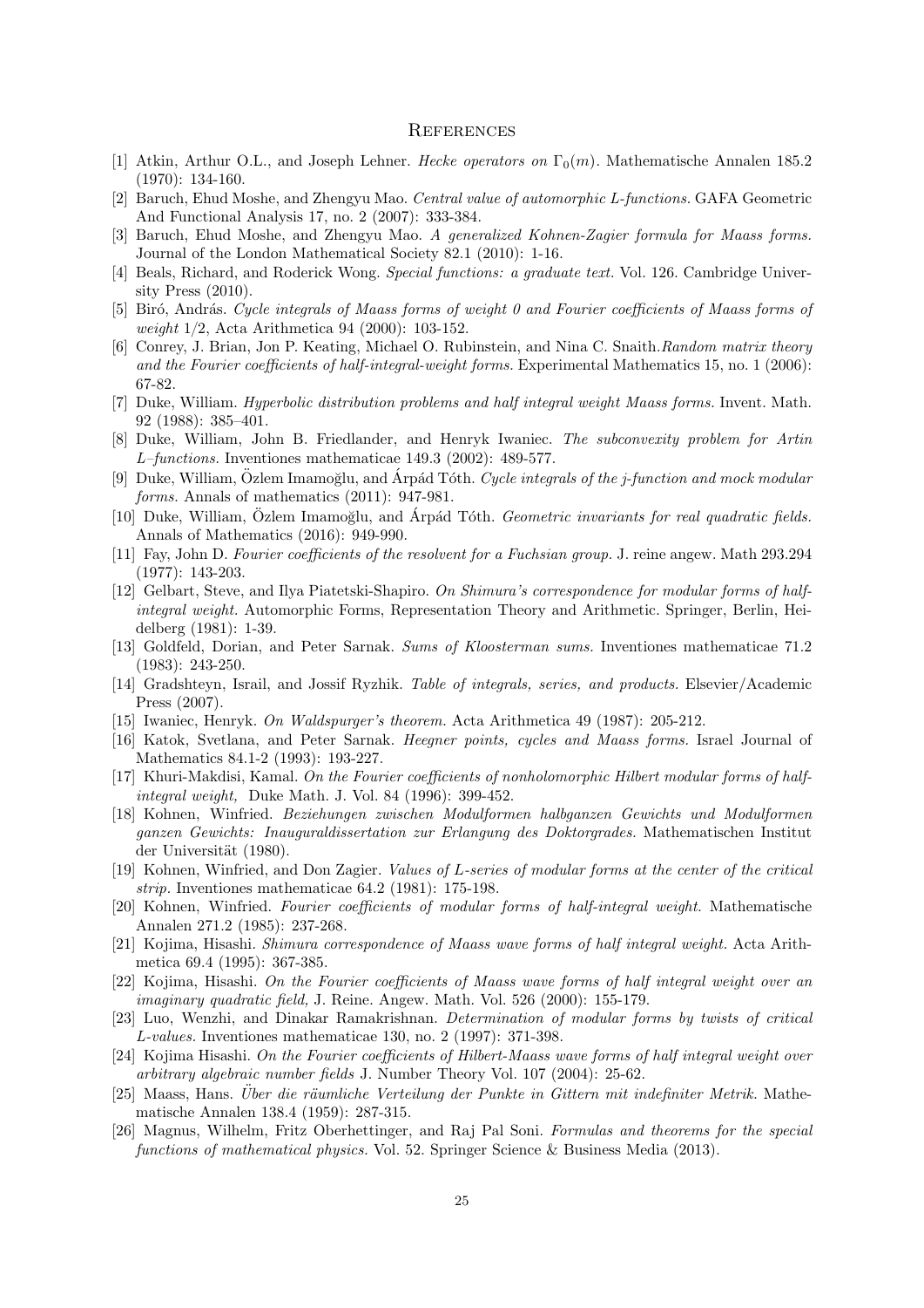## References

[1] Atkin, Arthur O.L., and Joseph Lehner. *Hecke operators on $\Gamma_0(m)$.* Mathematische Annalen 185.2 (1970): 134-160.

[2] Baruch, Ehud Moshe, and Zhengyu Mao. *Central value of automorphic L-functions.* GAFA Geometric And Functional Analysis 17, no. 2 (2007): 333-384.

[3] Baruch, Ehud Moshe, and Zhengyu Mao. *A generalized Kohnen-Zagier formula for Maass forms.* Journal of the London Mathematical Society 82.1 (2010): 1-16.

[4] Beals, Richard, and Roderick Wong. *Special functions: a graduate text.* Vol. 126. Cambridge University Press (2010).

[5] Biró, András. *Cycle integrals of Maass forms of weight 0 and Fourier coefficients of Maass forms of weight 1/2*, Acta Arithmetica 94 (2000): 103-152.

[6] Conrey, J. Brian, Jon P. Keating, Michael O. Rubinstein, and Nina C. Snaith. *Random matrix theory and the Fourier coefficients of half-integral-weight forms.* Experimental Mathematics 15, no. 1 (2006): 67-82.

[7] Duke, William. *Hyperbolic distribution problems and half integral weight Maass forms.* Invent. Math. 92 (1988): 385–401.

[8] Duke, William, John B. Friedlander, and Henryk Iwaniec. *The subconvexity problem for Artin L–functions.* Inventiones mathematicae 149.3 (2002): 489-577.

[9] Duke, William, Özlem Imamoğlu, and Árpád Tóth. *Cycle integrals of the j-function and mock modular forms.* Annals of mathematics (2011): 947-981.

[10] Duke, William, Özlem Imamoğlu, and Árpád Tóth. *Geometric invariants for real quadratic fields.* Annals of Mathematics (2016): 949-990.

[11] Fay, John D. *Fourier coefficients of the resolvent for a Fuchsian group.* J. reine angew. Math 293.294 (1977): 143-203.

[12] Gelbart, Steve, and Ilya Piatetski-Shapiro. *On Shimura's correspondence for modular forms of half-integral weight.* Automorphic Forms, Representation Theory and Arithmetic. Springer, Berlin, Heidelberg (1981): 1-39.

[13] Goldfeld, Dorian, and Peter Sarnak. *Sums of Kloosterman sums.* Inventiones mathematicae 71.2 (1983): 243-250.

[14] Gradshteyn, Israil, and Jossif Ryzhik. *Table of integrals, series, and products.* Elsevier/Academic Press (2007).

[15] Iwaniec, Henryk. *On Waldspurger's theorem.* Acta Arithmetica 49 (1987): 205-212.

[16] Katok, Svetlana, and Peter Sarnak. *Heegner points, cycles and Maass forms.* Israel Journal of Mathematics 84.1-2 (1993): 193-227.

[17] Khuri-Makdisi, Kamal. *On the Fourier coefficients of nonholomorphic Hilbert modular forms of half-integral weight,* Duke Math. J. Vol. 84 (1996): 399-452.

[18] Kohnen, Winfried. *Beziehungen zwischen Modulformen halbganzen Gewichts und Modulformen ganzen Gewichts: Inauguraldissertation zur Erlangung des Doktorgrades.* Mathematischen Institut der Universität (1980).

[19] Kohnen, Winfried, and Don Zagier. *Values of L-series of modular forms at the center of the critical strip.* Inventiones mathematicae 64.2 (1981): 175-198.

[20] Kohnen, Winfried. *Fourier coefficients of modular forms of half-integral weight.* Mathematische Annalen 271.2 (1985): 237-268.

[21] Kojima, Hisashi. *Shimura correspondence of Maass wave forms of half integral weight.* Acta Arithmetica 69.4 (1995): 367-385.

[22] Kojima, Hisashi. *On the Fourier coefficients of Maass wave forms of half integral weight over an imaginary quadratic field,* J. Reine. Angew. Math. Vol. 526 (2000): 155-179.

[23] Luo, Wenzhi, and Dinakar Ramakrishnan. *Determination of modular forms by twists of critical L-values.* Inventiones mathematicae 130, no. 2 (1997): 371-398.

[24] Kojima Hisashi. *On the Fourier coefficients of Hilbert-Maass wave forms of half integral weight over arbitrary algebraic number fields* J. Number Theory Vol. 107 (2004): 25-62.

[25] Maass, Hans. *Über die räumliche Verteilung der Punkte in Gittern mit indefiniter Metrik.* Mathematische Annalen 138.4 (1959): 287-315.

[26] Magnus, Wilhelm, Fritz Oberhettinger, and Raj Pal Soni. *Formulas and theorems for the special functions of mathematical physics.* Vol. 52. Springer Science & Business Media (2013).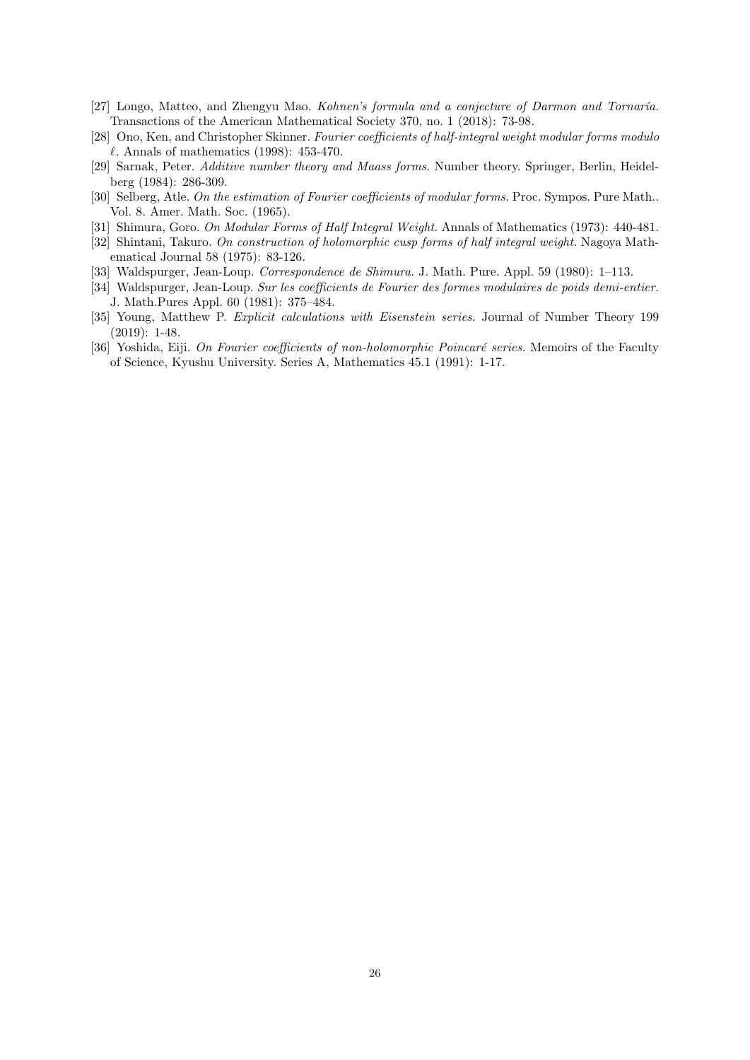[27] Longo, Matteo, and Zhengyu Mao. *Kohnen's formula and a conjecture of Darmon and Tornaría.* Transactions of the American Mathematical Society 370, no. 1 (2018): 73-98.

[28] Ono, Ken, and Christopher Skinner. *Fourier coefficients of half-integral weight modular forms modulo $\ell$.* Annals of mathematics (1998): 453-470.

[29] Sarnak, Peter. *Additive number theory and Maass forms.* Number theory. Springer, Berlin, Heidelberg (1984): 286-309.

[30] Selberg, Atle. *On the estimation of Fourier coefficients of modular forms.* Proc. Sympos. Pure Math.. Vol. 8. Amer. Math. Soc. (1965).

[31] Shimura, Goro. *On Modular Forms of Half Integral Weight.* Annals of Mathematics (1973): 440-481.

[32] Shintani, Takuro. *On construction of holomorphic cusp forms of half integral weight.* Nagoya Mathematical Journal 58 (1975): 83-126.

[33] Waldspurger, Jean-Loup. *Correspondence de Shimura.* J. Math. Pure. Appl. 59 (1980): 1–113.

[34] Waldspurger, Jean-Loup. *Sur les coefficients de Fourier des formes modulaires de poids demi-entier.* J. Math.Pures Appl. 60 (1981): 375–484.

[35] Young, Matthew P. *Explicit calculations with Eisenstein series.* Journal of Number Theory 199 (2019): 1-48.

[36] Yoshida, Eiji. *On Fourier coefficients of non-holomorphic Poincaré series.* Memoirs of the Faculty of Science, Kyushu University. Series A, Mathematics 45.1 (1991): 1-17.